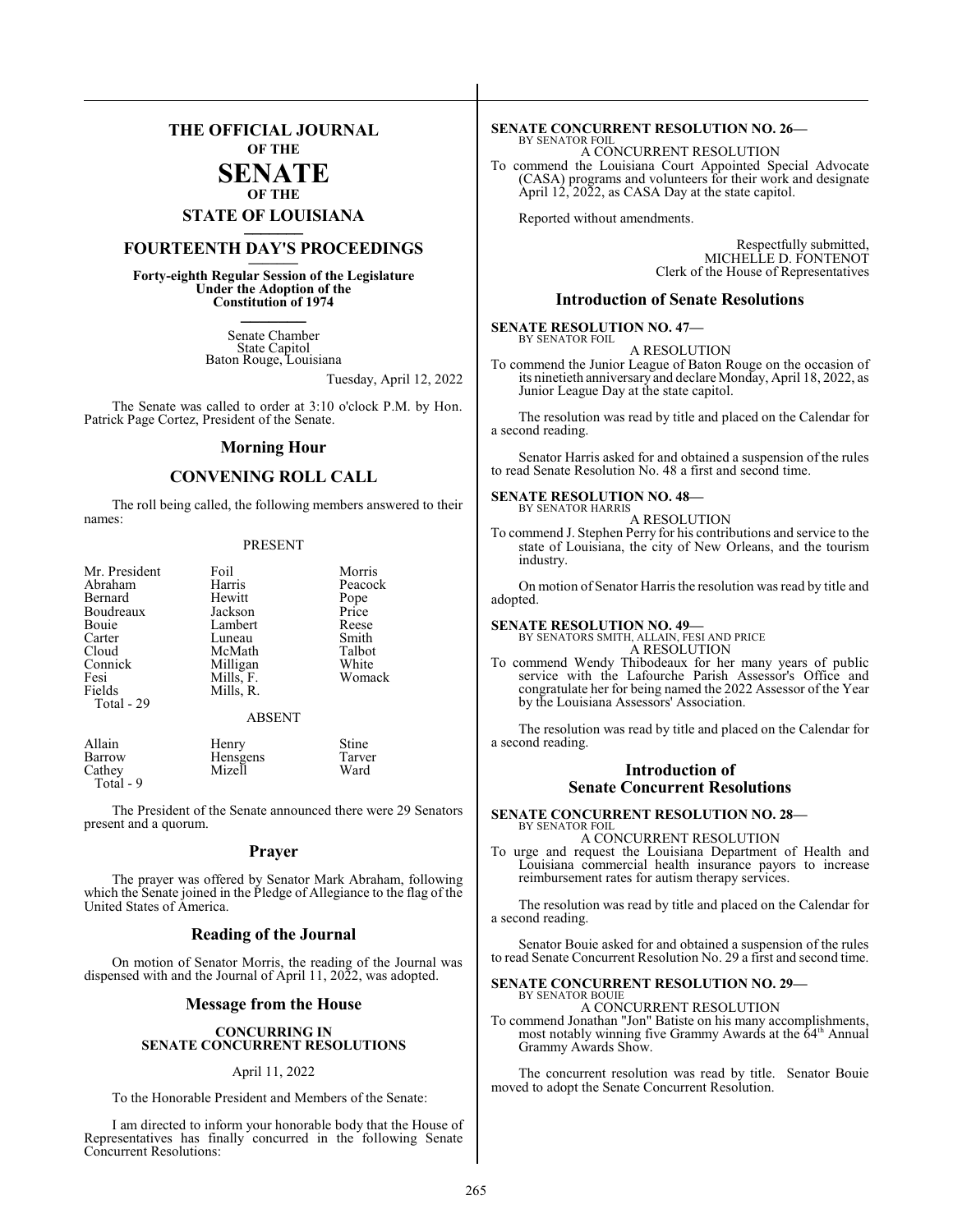# THE OFFICIAL JOURNAL
## OF THE
# SENATE
## OF THE
## STATE OF LOUISIANA

## FOURTEENTH DAY'S PROCEEDINGS

**Forty-eighth Regular Session of the Legislature**
**Under the Adoption of the**
**Constitution of 1974**

Senate Chamber
State Capitol
Baton Rouge, Louisiana

Tuesday, April 12, 2022

The Senate was called to order at 3:10 o'clock P.M. by Hon. Patrick Page Cortez, President of the Senate.

## Morning Hour

## CONVENING ROLL CALL

The roll being called, the following members answered to their names:

PRESENT

| | | |
|---|---|---|
| Mr. President | Foil | Morris |
| Abraham | Harris | Peacock |
| Bernard | Hewitt | Pope |
| Boudreaux | Jackson | Price |
| Bouie | Lambert | Reese |
| Carter | Luneau | Smith |
| Cloud | McMath | Talbot |
| Connick | Milligan | White |
| Fesi | Mills, F. | Womack |
| Fields | Mills, R. | |

Total - 29

ABSENT

| | | |
|---|---|---|
| Allain | Henry | Stine |
| Barrow | Hensgens | Tarver |
| Cathey | Mizell | Ward |

Total - 9

The President of the Senate announced there were 29 Senators present and a quorum.

## Prayer

The prayer was offered by Senator Mark Abraham, following which the Senate joined in the Pledge of Allegiance to the flag of the United States of America.

## Reading of the Journal

On motion of Senator Morris, the reading of the Journal was dispensed with and the Journal of April 11, 2022, was adopted.

## Message from the House

**CONCURRING IN**
**SENATE CONCURRENT RESOLUTIONS**

April 11, 2022

To the Honorable President and Members of the Senate:

I am directed to inform your honorable body that the House of Representatives has finally concurred in the following Senate Concurrent Resolutions:

**SENATE CONCURRENT RESOLUTION NO. 26—**
BY SENATOR FOIL
A CONCURRENT RESOLUTION
To commend the Louisiana Court Appointed Special Advocate (CASA) programs and volunteers for their work and designate April 12, 2022, as CASA Day at the state capitol.

Reported without amendments.

Respectfully submitted,
MICHELLE D. FONTENOT
Clerk of the House of Representatives

## Introduction of Senate Resolutions

**SENATE RESOLUTION NO. 47—**
BY SENATOR FOIL
A RESOLUTION
To commend the Junior League of Baton Rouge on the occasion of its ninetieth anniversary and declare Monday, April 18, 2022, as Junior League Day at the state capitol.

The resolution was read by title and placed on the Calendar for a second reading.

Senator Harris asked for and obtained a suspension of the rules to read Senate Resolution No. 48 a first and second time.

**SENATE RESOLUTION NO. 48—**
BY SENATOR HARRIS
A RESOLUTION
To commend J. Stephen Perry for his contributions and service to the state of Louisiana, the city of New Orleans, and the tourism industry.

On motion of Senator Harris the resolution was read by title and adopted.

**SENATE RESOLUTION NO. 49—**
BY SENATORS SMITH, ALLAIN, FESI AND PRICE
A RESOLUTION
To commend Wendy Thibodeaux for her many years of public service with the Lafourche Parish Assessor's Office and congratulate her for being named the 2022 Assessor of the Year by the Louisiana Assessors' Association.

The resolution was read by title and placed on the Calendar for a second reading.

## Introduction of Senate Concurrent Resolutions

**SENATE CONCURRENT RESOLUTION NO. 28—**
BY SENATOR FOIL
A CONCURRENT RESOLUTION
To urge and request the Louisiana Department of Health and Louisiana commercial health insurance payors to increase reimbursement rates for autism therapy services.

The resolution was read by title and placed on the Calendar for a second reading.

Senator Bouie asked for and obtained a suspension of the rules to read Senate Concurrent Resolution No. 29 a first and second time.

**SENATE CONCURRENT RESOLUTION NO. 29—**
BY SENATOR BOUIE
A CONCURRENT RESOLUTION
To commend Jonathan "Jon" Batiste on his many accomplishments, most notably winning five Grammy Awards at the 64th Annual Grammy Awards Show.

The concurrent resolution was read by title. Senator Bouie moved to adopt the Senate Concurrent Resolution.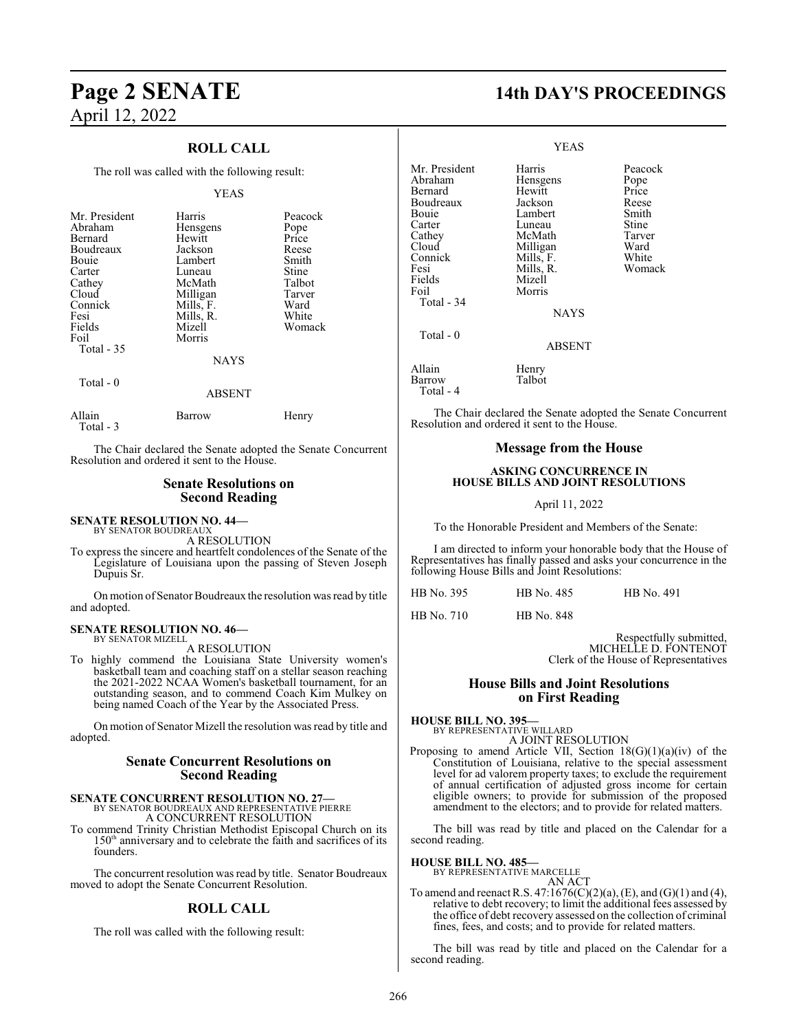## ROLL CALL

The roll was called with the following result:

YEAS

| | | |
|---|---|---|
| Mr. President | Harris | Peacock |
| Abraham | Hensgens | Pope |
| Bernard | Hewitt | Price |
| Boudreaux | Jackson | Reese |
| Bouie | Lambert | Smith |
| Carter | Luneau | Stine |
| Cathey | McMath | Talbot |
| Cloud | Milligan | Tarver |
| Connick | Mills, F. | Ward |
| Fesi | Mills, R. | White |
| Fields | Mizell | Womack |
| Foil | Morris | |
| Total - 35 | | |

NAYS

Total - 0

ABSENT

| | | |
|---|---|---|
| Allain | Barrow | Henry |
| Total - 3 | | |

The Chair declared the Senate adopted the Senate Concurrent Resolution and ordered it sent to the House.

## Senate Resolutions on Second Reading

**SENATE RESOLUTION NO. 44—**
BY SENATOR BOUDREAUX

A RESOLUTION

To express the sincere and heartfelt condolences of the Senate of the Legislature of Louisiana upon the passing of Steven Joseph Dupuis Sr.

On motion of Senator Boudreaux the resolution was read by title and adopted.

**SENATE RESOLUTION NO. 46—**
BY SENATOR MIZELL

A RESOLUTION

To highly commend the Louisiana State University women's basketball team and coaching staff on a stellar season reaching the 2021-2022 NCAA Women's basketball tournament, for an outstanding season, and to commend Coach Kim Mulkey on being named Coach of the Year by the Associated Press.

On motion of Senator Mizell the resolution was read by title and adopted.

## Senate Concurrent Resolutions on Second Reading

**SENATE CONCURRENT RESOLUTION NO. 27—**
BY SENATOR BOUDREAUX AND REPRESENTATIVE PIERRE

A CONCURRENT RESOLUTION

To commend Trinity Christian Methodist Episcopal Church on its 150th anniversary and to celebrate the faith and sacrifices of its founders.

The concurrent resolution was read by title. Senator Boudreaux moved to adopt the Senate Concurrent Resolution.

## ROLL CALL

The roll was called with the following result:

YEAS

| | | |
|---|---|---|
| Mr. President | Harris | Peacock |
| Abraham | Hensgens | Pope |
| Bernard | Hewitt | Price |
| Boudreaux | Jackson | Reese |
| Bouie | Lambert | Smith |
| Carter | Luneau | Stine |
| Cathey | McMath | Tarver |
| Cloud | Milligan | Ward |
| Connick | Mills, F. | White |
| Fesi | Mills, R. | Womack |
| Fields | Mizell | |
| Foil | Morris | |
| Total - 34 | | |

NAYS

Total - 0

ABSENT

| | |
|---|---|
| Allain | Henry |
| Barrow | Talbot |
| Total - 4 | |

The Chair declared the Senate adopted the Senate Concurrent Resolution and ordered it sent to the House.

## Message from the House

**ASKING CONCURRENCE IN HOUSE BILLS AND JOINT RESOLUTIONS**

April 11, 2022

To the Honorable President and Members of the Senate:

I am directed to inform your honorable body that the House of Representatives has finally passed and asks your concurrence in the following House Bills and Joint Resolutions:

| | | |
|---|---|---|
| HB No. 395 | HB No. 485 | HB No. 491 |
| HB No. 710 | HB No. 848 | |

Respectfully submitted,
MICHELLE D. FONTENOT
Clerk of the House of Representatives

## House Bills and Joint Resolutions on First Reading

**HOUSE BILL NO. 395—**
BY REPRESENTATIVE WILLARD

A JOINT RESOLUTION

Proposing to amend Article VII, Section 18(G)(1)(a)(iv) of the Constitution of Louisiana, relative to the special assessment level for ad valorem property taxes; to exclude the requirement of annual certification of adjusted gross income for certain eligible owners; to provide for submission of the proposed amendment to the electors; and to provide for related matters.

The bill was read by title and placed on the Calendar for a second reading.

**HOUSE BILL NO. 485—**
BY REPRESENTATIVE MARCELLE

AN ACT

To amend and reenact R.S. 47:1676(C)(2)(a), (E), and (G)(1) and (4), relative to debt recovery; to limit the additional fees assessed by the office of debt recovery assessed on the collection of criminal fines, fees, and costs; and to provide for related matters.

The bill was read by title and placed on the Calendar for a second reading.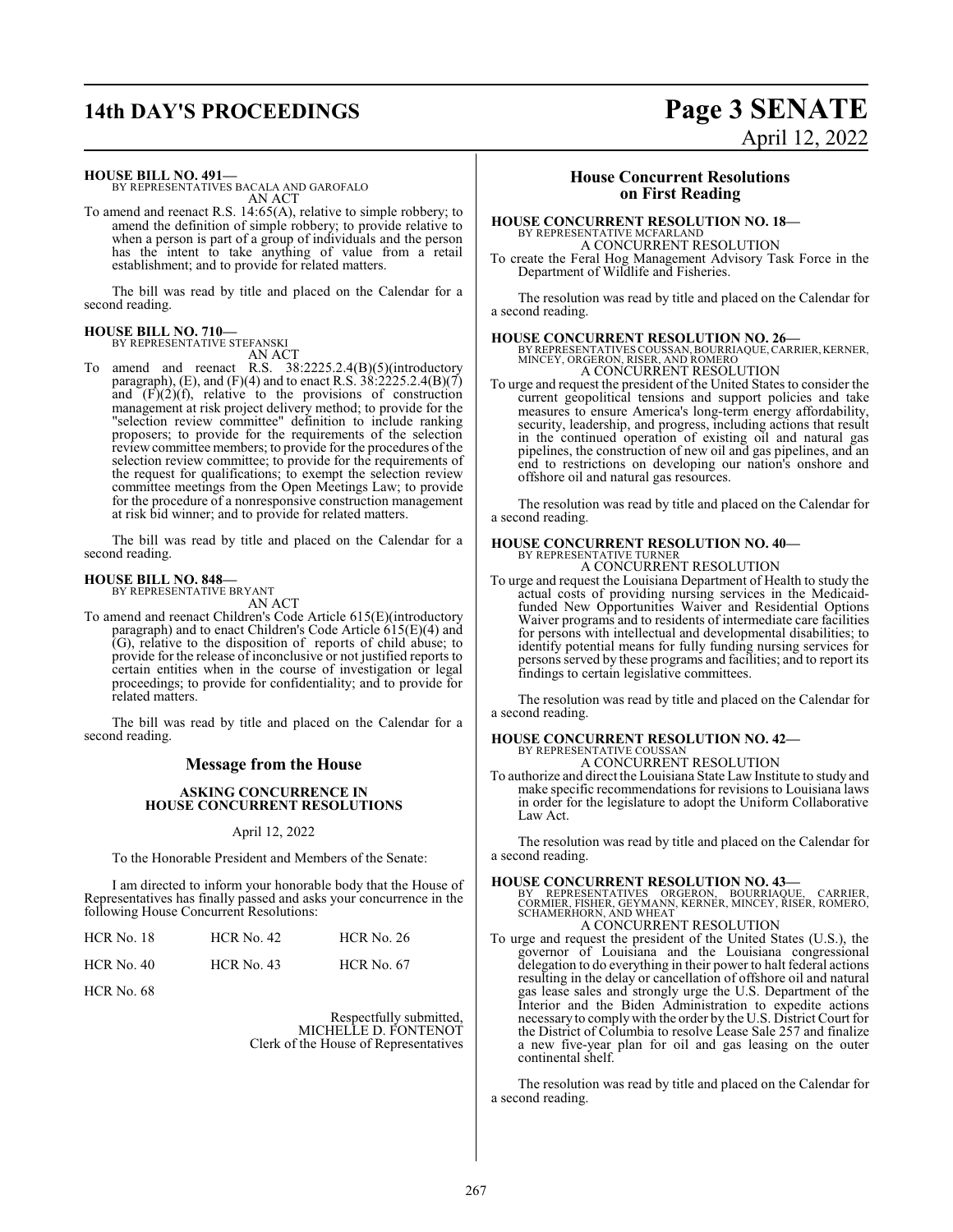**HOUSE BILL NO. 491—**
BY REPRESENTATIVES BACALA AND GAROFALO
AN ACT

To amend and reenact R.S. 14:65(A), relative to simple robbery; to amend the definition of simple robbery; to provide relative to when a person is part of a group of individuals and the person has the intent to take anything of value from a retail establishment; and to provide for related matters.

The bill was read by title and placed on the Calendar for a second reading.

**HOUSE BILL NO. 710—**
BY REPRESENTATIVE STEFANSKI
AN ACT

To amend and reenact R.S. 38:2225.2.4(B)(5)(introductory paragraph), (E), and (F)(4) and to enact R.S. 38:2225.2.4(B)(7) and (F)(2)(f), relative to the provisions of construction management at risk project delivery method; to provide for the "selection review committee" definition to include ranking proposers; to provide for the requirements of the selection review committee members; to provide for the procedures of the selection review committee; to provide for the requirements of the request for qualifications; to exempt the selection review committee meetings from the Open Meetings Law; to provide for the procedure of a nonresponsive construction management at risk bid winner; and to provide for related matters.

The bill was read by title and placed on the Calendar for a second reading.

**HOUSE BILL NO. 848—**
BY REPRESENTATIVE BRYANT
AN ACT

To amend and reenact Children's Code Article 615(E)(introductory paragraph) and to enact Children's Code Article 615(E)(4) and (G), relative to the disposition of reports of child abuse; to provide for the release of inconclusive or not justified reports to certain entities when in the course of investigation or legal proceedings; to provide for confidentiality; and to provide for related matters.

The bill was read by title and placed on the Calendar for a second reading.

## Message from the House

**ASKING CONCURRENCE IN HOUSE CONCURRENT RESOLUTIONS**

April 12, 2022

To the Honorable President and Members of the Senate:

I am directed to inform your honorable body that the House of Representatives has finally passed and asks your concurrence in the following House Concurrent Resolutions:

| | | |
|---|---|---|
| HCR No. 18 | HCR No. 42 | HCR No. 26 |
| HCR No. 40 | HCR No. 43 | HCR No. 67 |
| HCR No. 68 | | |

Respectfully submitted,
MICHELLE D. FONTENOT
Clerk of the House of Representatives

## House Concurrent Resolutions on First Reading

**HOUSE CONCURRENT RESOLUTION NO. 18—**
BY REPRESENTATIVE MCFARLAND
A CONCURRENT RESOLUTION

To create the Feral Hog Management Advisory Task Force in the Department of Wildlife and Fisheries.

The resolution was read by title and placed on the Calendar for a second reading.

**HOUSE CONCURRENT RESOLUTION NO. 26—**
BY REPRESENTATIVES COUSSAN, BOURRIAQUE, CARRIER, KERNER, MINCEY, ORGERON, RISER, AND ROMERO
A CONCURRENT RESOLUTION

To urge and request the president of the United States to consider the current geopolitical tensions and support policies and take measures to ensure America's long-term energy affordability, security, leadership, and progress, including actions that result in the continued operation of existing oil and natural gas pipelines, the construction of new oil and gas pipelines, and an end to restrictions on developing our nation's onshore and offshore oil and natural gas resources.

The resolution was read by title and placed on the Calendar for a second reading.

**HOUSE CONCURRENT RESOLUTION NO. 40—**
BY REPRESENTATIVE TURNER
A CONCURRENT RESOLUTION

To urge and request the Louisiana Department of Health to study the actual costs of providing nursing services in the Medicaid-funded New Opportunities Waiver and Residential Options Waiver programs and to residents of intermediate care facilities for persons with intellectual and developmental disabilities; to identify potential means for fully funding nursing services for persons served by these programs and facilities; and to report its findings to certain legislative committees.

The resolution was read by title and placed on the Calendar for a second reading.

**HOUSE CONCURRENT RESOLUTION NO. 42—**
BY REPRESENTATIVE COUSSAN
A CONCURRENT RESOLUTION

To authorize and direct the Louisiana State Law Institute to study and make specific recommendations for revisions to Louisiana laws in order for the legislature to adopt the Uniform Collaborative Law Act.

The resolution was read by title and placed on the Calendar for a second reading.

**HOUSE CONCURRENT RESOLUTION NO. 43—**
BY REPRESENTATIVES ORGERON, BOURRIAQUE, CARRIER, CORMIER, FISHER, GEYMANN, KERNER, MINCEY, RISER, ROMERO, SCHAMERHORN, AND WHEAT
A CONCURRENT RESOLUTION

To urge and request the president of the United States (U.S.), the governor of Louisiana and the Louisiana congressional delegation to do everything in their power to halt federal actions resulting in the delay or cancellation of offshore oil and natural gas lease sales and strongly urge the U.S. Department of the Interior and the Biden Administration to expedite actions necessary to comply with the order by the U.S. District Court for the District of Columbia to resolve Lease Sale 257 and finalize a new five-year plan for oil and gas leasing on the outer continental shelf.

The resolution was read by title and placed on the Calendar for a second reading.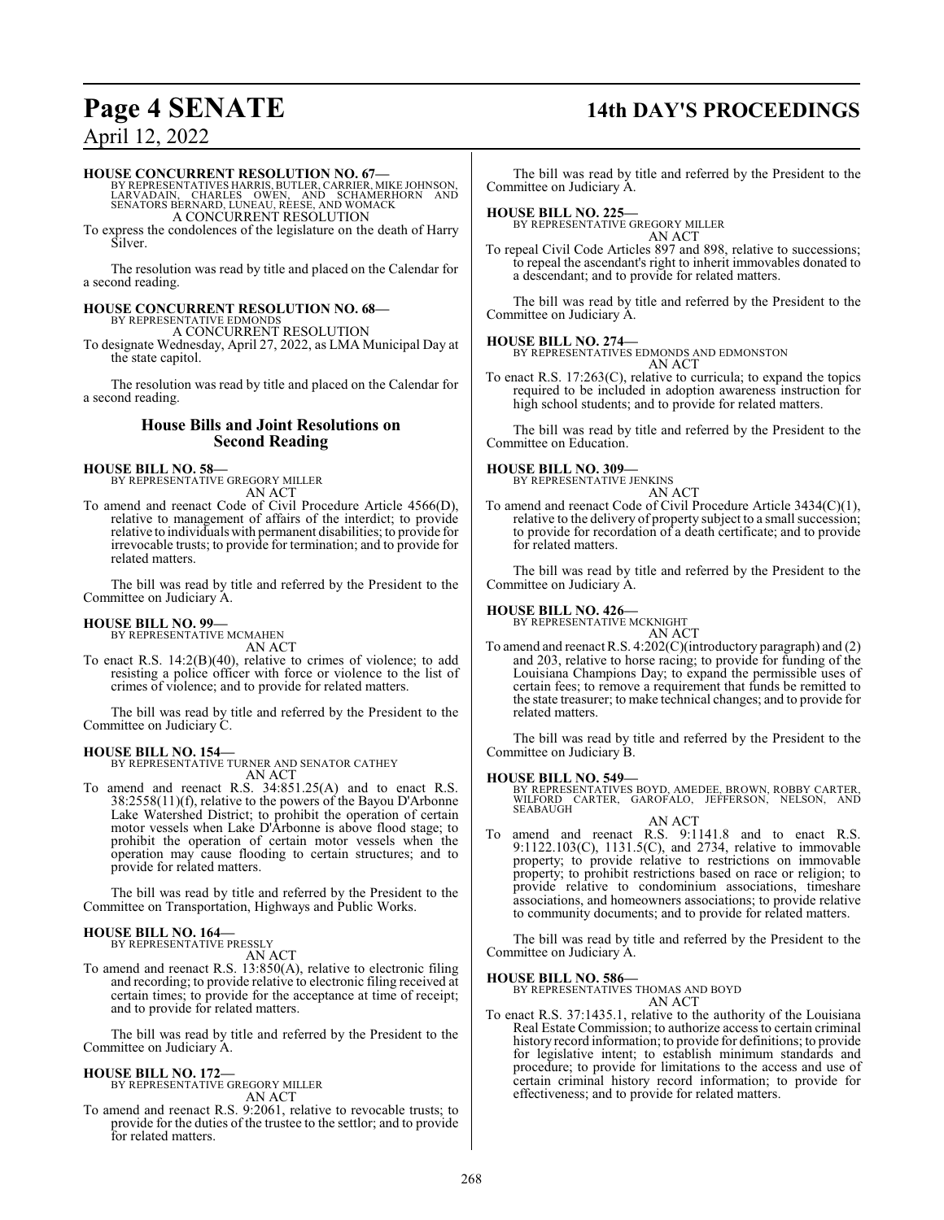**HOUSE CONCURRENT RESOLUTION NO. 67—**
BY REPRESENTATIVES HARRIS, BUTLER, CARRIER, MIKE JOHNSON, LARVADAIN, CHARLES OWEN, AND SCHAMERHORN AND SENATORS BERNARD, LUNEAU, REESE, AND WOMACK
A CONCURRENT RESOLUTION

To express the condolences of the legislature on the death of Harry Silver.

The resolution was read by title and placed on the Calendar for a second reading.

**HOUSE CONCURRENT RESOLUTION NO. 68—**
BY REPRESENTATIVE EDMONDS
A CONCURRENT RESOLUTION

To designate Wednesday, April 27, 2022, as LMA Municipal Day at the state capitol.

The resolution was read by title and placed on the Calendar for a second reading.

## House Bills and Joint Resolutions on Second Reading

**HOUSE BILL NO. 58—**
BY REPRESENTATIVE GREGORY MILLER
AN ACT

To amend and reenact Code of Civil Procedure Article 4566(D), relative to management of affairs of the interdict; to provide relative to individuals with permanent disabilities; to provide for irrevocable trusts; to provide for termination; and to provide for related matters.

The bill was read by title and referred by the President to the Committee on Judiciary A.

**HOUSE BILL NO. 99—**
BY REPRESENTATIVE MCMAHEN
AN ACT

To enact R.S. 14:2(B)(40), relative to crimes of violence; to add resisting a police officer with force or violence to the list of crimes of violence; and to provide for related matters.

The bill was read by title and referred by the President to the Committee on Judiciary C.

**HOUSE BILL NO. 154—**
BY REPRESENTATIVE TURNER AND SENATOR CATHEY
AN ACT

To amend and reenact R.S. 34:851.25(A) and to enact R.S. 38:2558(11)(f), relative to the powers of the Bayou D'Arbonne Lake Watershed District; to prohibit the operation of certain motor vessels when Lake D'Arbonne is above flood stage; to prohibit the operation of certain motor vessels when the operation may cause flooding to certain structures; and to provide for related matters.

The bill was read by title and referred by the President to the Committee on Transportation, Highways and Public Works.

**HOUSE BILL NO. 164—**
BY REPRESENTATIVE PRESSLY
AN ACT

To amend and reenact R.S. 13:850(A), relative to electronic filing and recording; to provide relative to electronic filing received at certain times; to provide for the acceptance at time of receipt; and to provide for related matters.

The bill was read by title and referred by the President to the Committee on Judiciary A.

**HOUSE BILL NO. 172—**
BY REPRESENTATIVE GREGORY MILLER
AN ACT

To amend and reenact R.S. 9:2061, relative to revocable trusts; to provide for the duties of the trustee to the settlor; and to provide for related matters.

The bill was read by title and referred by the President to the Committee on Judiciary A.

**HOUSE BILL NO. 225—**
BY REPRESENTATIVE GREGORY MILLER
AN ACT

To repeal Civil Code Articles 897 and 898, relative to successions; to repeal the ascendant's right to inherit immovables donated to a descendant; and to provide for related matters.

The bill was read by title and referred by the President to the Committee on Judiciary A.

**HOUSE BILL NO. 274—**
BY REPRESENTATIVES EDMONDS AND EDMONSTON
AN ACT

To enact R.S. 17:263(C), relative to curricula; to expand the topics required to be included in adoption awareness instruction for high school students; and to provide for related matters.

The bill was read by title and referred by the President to the Committee on Education.

**HOUSE BILL NO. 309—**
BY REPRESENTATIVE JENKINS
AN ACT

To amend and reenact Code of Civil Procedure Article 3434(C)(1), relative to the delivery of property subject to a small succession; to provide for recordation of a death certificate; and to provide for related matters.

The bill was read by title and referred by the President to the Committee on Judiciary A.

**HOUSE BILL NO. 426—**
BY REPRESENTATIVE MCKNIGHT
AN ACT

To amend and reenact R.S. 4:202(C)(introductory paragraph) and (2) and 203, relative to horse racing; to provide for funding of the Louisiana Champions Day; to expand the permissible uses of certain fees; to remove a requirement that funds be remitted to the state treasurer; to make technical changes; and to provide for related matters.

The bill was read by title and referred by the President to the Committee on Judiciary B.

**HOUSE BILL NO. 549—**
BY REPRESENTATIVES BOYD, AMEDEE, BROWN, ROBBY CARTER, WILFORD CARTER, GAROFALO, JEFFERSON, NELSON, AND SEABAUGH
AN ACT

To amend and reenact R.S. 9:1141.8 and to enact R.S. 9:1122.103(C), 1131.5(C), and 2734, relative to immovable property; to provide relative to restrictions on immovable property; to prohibit restrictions based on race or religion; to provide relative to condominium associations, timeshare associations, and homeowners associations; to provide relative to community documents; and to provide for related matters.

The bill was read by title and referred by the President to the Committee on Judiciary A.

**HOUSE BILL NO. 586—**
BY REPRESENTATIVES THOMAS AND BOYD
AN ACT

To enact R.S. 37:1435.1, relative to the authority of the Louisiana Real Estate Commission; to authorize access to certain criminal history record information; to provide for definitions; to provide for legislative intent; to establish minimum standards and procedure; to provide for limitations to the access and use of certain criminal history record information; to provide for effectiveness; and to provide for related matters.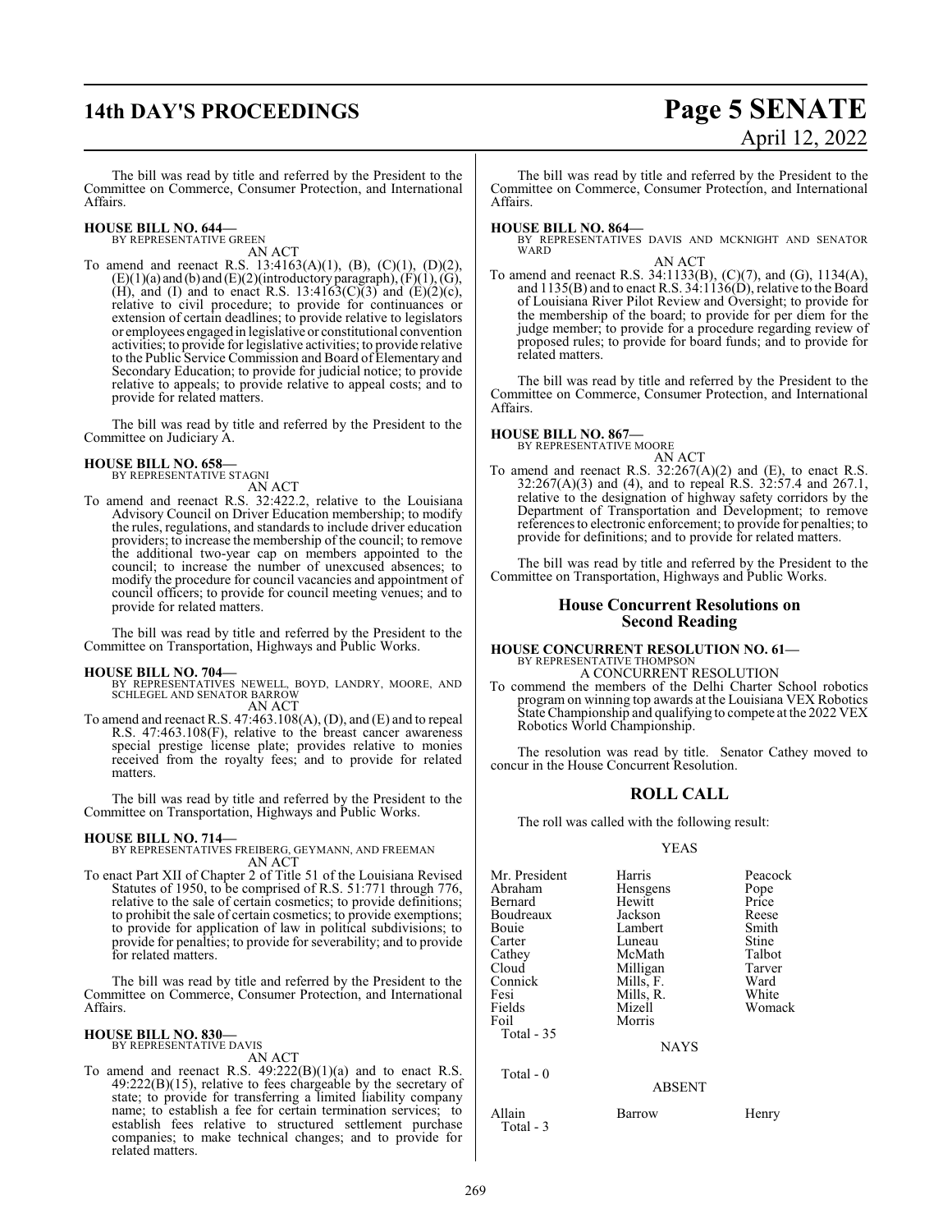The bill was read by title and referred by the President to the Committee on Commerce, Consumer Protection, and International Affairs.

**HOUSE BILL NO. 644—**
BY REPRESENTATIVE GREEN

AN ACT

To amend and reenact R.S. 13:4163(A)(1), (B), (C)(1), (D)(2), (E)(1)(a) and (b) and (E)(2)(introductory paragraph), (F)(1), (G), (H), and (I) and to enact R.S. 13:4163(C)(3) and (E)(2)(c), relative to civil procedure; to provide for continuances or extension of certain deadlines; to provide relative to legislators or employees engaged in legislative or constitutional convention activities; to provide for legislative activities; to provide relative to the Public Service Commission and Board of Elementary and Secondary Education; to provide for judicial notice; to provide relative to appeals; to provide relative to appeal costs; and to provide for related matters.

The bill was read by title and referred by the President to the Committee on Judiciary A.

**HOUSE BILL NO. 658—**
BY REPRESENTATIVE STAGNI

AN ACT

To amend and reenact R.S. 32:422.2, relative to the Louisiana Advisory Council on Driver Education membership; to modify the rules, regulations, and standards to include driver education providers; to increase the membership of the council; to remove the additional two-year cap on members appointed to the council; to increase the number of unexcused absences; to modify the procedure for council vacancies and appointment of council officers; to provide for council meeting venues; and to provide for related matters.

The bill was read by title and referred by the President to the Committee on Transportation, Highways and Public Works.

**HOUSE BILL NO. 704—**
BY REPRESENTATIVES NEWELL, BOYD, LANDRY, MOORE, AND SCHLEGEL AND SENATOR BARROW

AN ACT

To amend and reenact R.S. 47:463.108(A), (D), and (E) and to repeal R.S. 47:463.108(F), relative to the breast cancer awareness special prestige license plate; provides relative to monies received from the royalty fees; and to provide for related matters.

The bill was read by title and referred by the President to the Committee on Transportation, Highways and Public Works.

**HOUSE BILL NO. 714—**
BY REPRESENTATIVES FREIBERG, GEYMANN, AND FREEMAN

AN ACT

To enact Part XII of Chapter 2 of Title 51 of the Louisiana Revised Statutes of 1950, to be comprised of R.S. 51:771 through 776, relative to the sale of certain cosmetics; to provide definitions; to prohibit the sale of certain cosmetics; to provide exemptions; to provide for application of law in political subdivisions; to provide for penalties; to provide for severability; and to provide for related matters.

The bill was read by title and referred by the President to the Committee on Commerce, Consumer Protection, and International Affairs.

**HOUSE BILL NO. 830—**
BY REPRESENTATIVE DAVIS

AN ACT

To amend and reenact R.S. 49:222(B)(1)(a) and to enact R.S. 49:222(B)(15), relative to fees chargeable by the secretary of state; to provide for transferring a limited liability company name; to establish a fee for certain termination services; to establish fees relative to structured settlement purchase companies; to make technical changes; and to provide for related matters.

The bill was read by title and referred by the President to the Committee on Commerce, Consumer Protection, and International Affairs.

**HOUSE BILL NO. 864—**
BY REPRESENTATIVES DAVIS AND MCKNIGHT AND SENATOR WARD

AN ACT

To amend and reenact R.S. 34:1133(B), (C)(7), and (G), 1134(A), and 1135(B) and to enact R.S. 34:1136(D), relative to the Board of Louisiana River Pilot Review and Oversight; to provide for the membership of the board; to provide for per diem for the judge member; to provide for a procedure regarding review of proposed rules; to provide for board funds; and to provide for related matters.

The bill was read by title and referred by the President to the Committee on Commerce, Consumer Protection, and International Affairs.

**HOUSE BILL NO. 867—**
BY REPRESENTATIVE MOORE

AN ACT

To amend and reenact R.S. 32:267(A)(2) and (E), to enact R.S. 32:267(A)(3) and (4), and to repeal R.S. 32:57.4 and 267.1, relative to the designation of highway safety corridors by the Department of Transportation and Development; to remove references to electronic enforcement; to provide for penalties; to provide for definitions; and to provide for related matters.

The bill was read by title and referred by the President to the Committee on Transportation, Highways and Public Works.

## House Concurrent Resolutions on Second Reading

**HOUSE CONCURRENT RESOLUTION NO. 61—**
BY REPRESENTATIVE THOMPSON

A CONCURRENT RESOLUTION

To commend the members of the Delhi Charter School robotics program on winning top awards at the Louisiana VEX Robotics State Championship and qualifying to compete at the 2022 VEX Robotics World Championship.

The resolution was read by title. Senator Cathey moved to concur in the House Concurrent Resolution.

## ROLL CALL

The roll was called with the following result:

YEAS

| | | |
|---|---|---|
| Mr. President | Harris | Peacock |
| Abraham | Hensgens | Pope |
| Bernard | Hewitt | Price |
| Boudreaux | Jackson | Reese |
| Bouie | Lambert | Smith |
| Carter | Luneau | Stine |
| Cathey | McMath | Talbot |
| Cloud | Milligan | Tarver |
| Connick | Mills, F. | Ward |
| Fesi | Mills, R. | White |
| Fields | Mizell | Womack |
| Foil | Morris | |

Total - 35

NAYS

Total - 0

ABSENT

| | | |
|---|---|---|
| Allain | Barrow | Henry |

Total - 3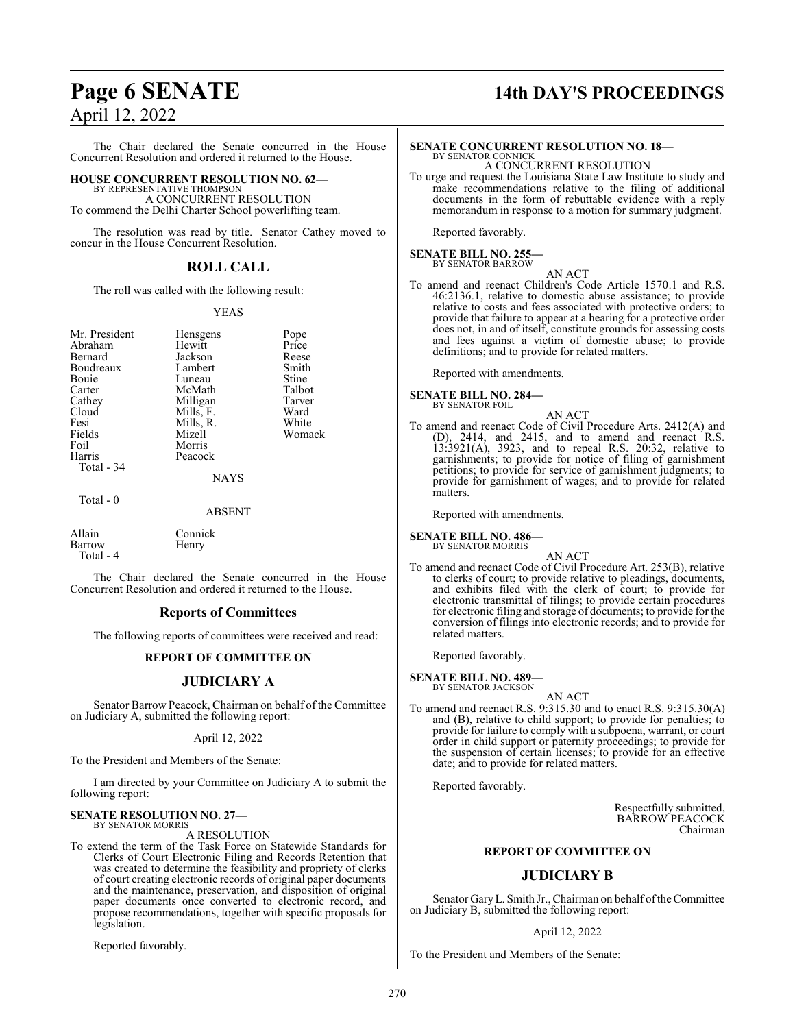The Chair declared the Senate concurred in the House Concurrent Resolution and ordered it returned to the House.

**HOUSE CONCURRENT RESOLUTION NO. 62—**
BY REPRESENTATIVE THOMPSON
A CONCURRENT RESOLUTION
To commend the Delhi Charter School powerlifting team.

The resolution was read by title. Senator Cathey moved to concur in the House Concurrent Resolution.

## ROLL CALL

The roll was called with the following result:

YEAS

| | | |
|---|---|---|
| Mr. President | Hensgens | Pope |
| Abraham | Hewitt | Price |
| Bernard | Jackson | Reese |
| Boudreaux | Lambert | Smith |
| Bouie | Luneau | Stine |
| Carter | McMath | Talbot |
| Cathey | Milligan | Tarver |
| Cloud | Mills, F. | Ward |
| Fesi | Mills, R. | White |
| Fields | Mizell | Womack |
| Foil | Morris | |
| Harris | Peacock | |
| Total - 34 | | |

NAYS

Total - 0

ABSENT

| | |
|---|---|
| Allain | Connick |
| Barrow | Henry |
| Total - 4 | |

The Chair declared the Senate concurred in the House Concurrent Resolution and ordered it returned to the House.

## Reports of Committees

The following reports of committees were received and read:

**REPORT OF COMMITTEE ON**

## JUDICIARY A

Senator Barrow Peacock, Chairman on behalf of the Committee on Judiciary A, submitted the following report:

April 12, 2022

To the President and Members of the Senate:

I am directed by your Committee on Judiciary A to submit the following report:

**SENATE RESOLUTION NO. 27—**
BY SENATOR MORRIS
A RESOLUTION
To extend the term of the Task Force on Statewide Standards for Clerks of Court Electronic Filing and Records Retention that was created to determine the feasibility and propriety of clerks of court creating electronic records of original paper documents and the maintenance, preservation, and disposition of original paper documents once converted to electronic record, and propose recommendations, together with specific proposals for legislation.

Reported favorably.

**SENATE CONCURRENT RESOLUTION NO. 18—**
BY SENATOR CONNICK
A CONCURRENT RESOLUTION
To urge and request the Louisiana State Law Institute to study and make recommendations relative to the filing of additional documents in the form of rebuttable evidence with a reply memorandum in response to a motion for summary judgment.

Reported favorably.

**SENATE BILL NO. 255—**
BY SENATOR BARROW
AN ACT
To amend and reenact Children's Code Article 1570.1 and R.S. 46:2136.1, relative to domestic abuse assistance; to provide relative to costs and fees associated with protective orders; to provide that failure to appear at a hearing for a protective order does not, in and of itself, constitute grounds for assessing costs and fees against a victim of domestic abuse; to provide definitions; and to provide for related matters.

Reported with amendments.

**SENATE BILL NO. 284—**
BY SENATOR FOIL
AN ACT
To amend and reenact Code of Civil Procedure Arts. 2412(A) and (D), 2414, and 2415, and to amend and reenact R.S. 13:3921(A), 3923, and to repeal R.S. 20:32, relative to garnishments; to provide for notice of filing of garnishment petitions; to provide for service of garnishment judgments; to provide for garnishment of wages; and to provide for related matters.

Reported with amendments.

**SENATE BILL NO. 486—**
BY SENATOR MORRIS
AN ACT
To amend and reenact Code of Civil Procedure Art. 253(B), relative to clerks of court; to provide relative to pleadings, documents, and exhibits filed with the clerk of court; to provide for electronic transmittal of filings; to provide certain procedures for electronic filing and storage of documents; to provide for the conversion of filings into electronic records; and to provide for related matters.

Reported favorably.

**SENATE BILL NO. 489—**
BY SENATOR JACKSON
AN ACT
To amend and reenact R.S. 9:315.30 and to enact R.S. 9:315.30(A) and (B), relative to child support; to provide for penalties; to provide for failure to comply with a subpoena, warrant, or court order in child support or paternity proceedings; to provide for the suspension of certain licenses; to provide for an effective date; and to provide for related matters.

Reported favorably.

Respectfully submitted,
BARROW PEACOCK
Chairman

**REPORT OF COMMITTEE ON**

## JUDICIARY B

Senator Gary L. Smith Jr., Chairman on behalf of the Committee on Judiciary B, submitted the following report:

April 12, 2022

To the President and Members of the Senate: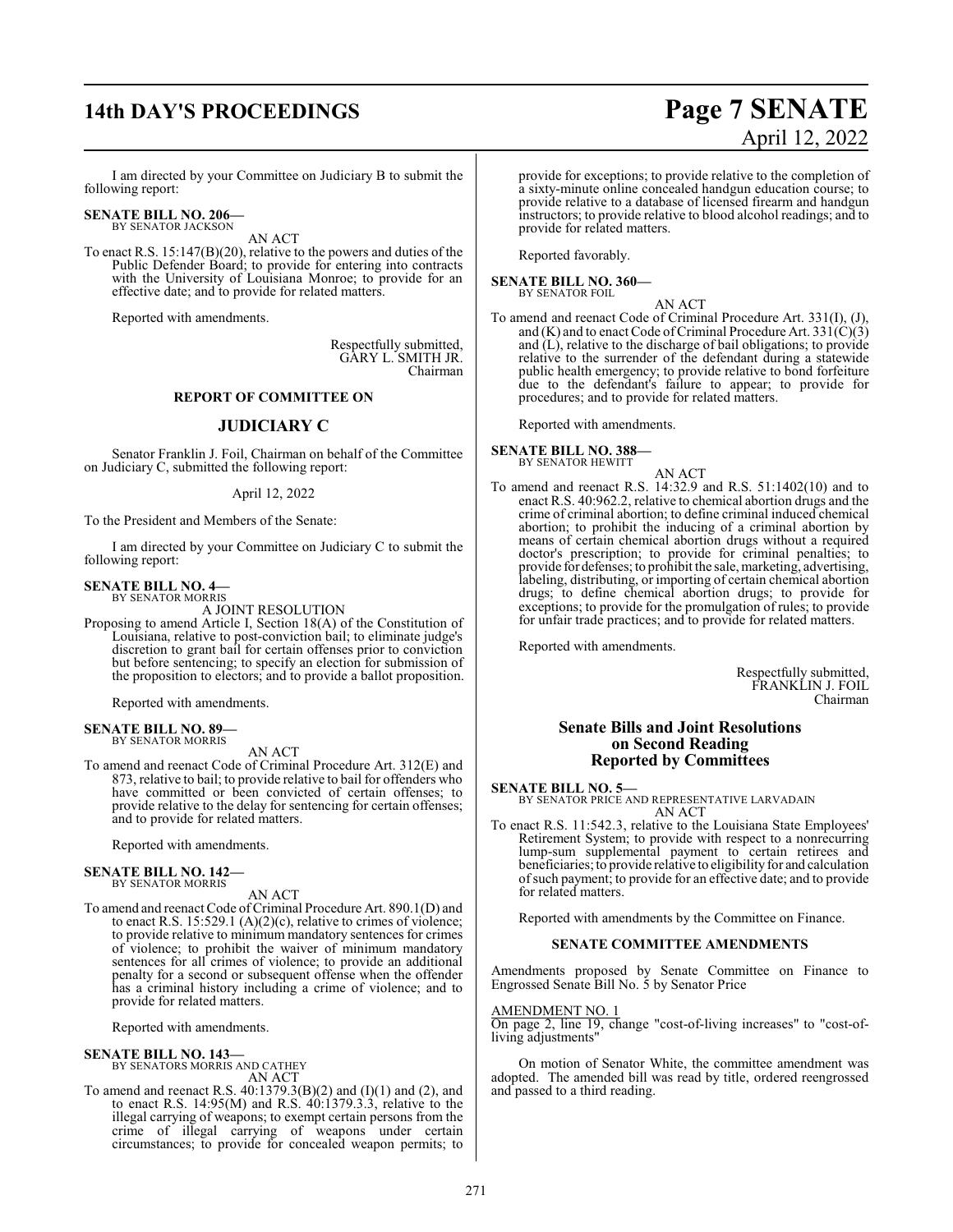I am directed by your Committee on Judiciary B to submit the following report:

**SENATE BILL NO. 206—**
BY SENATOR JACKSON

AN ACT

To enact R.S. 15:147(B)(20), relative to the powers and duties of the Public Defender Board; to provide for entering into contracts with the University of Louisiana Monroe; to provide for an effective date; and to provide for related matters.

Reported with amendments.

Respectfully submitted,
GARY L. SMITH JR.
Chairman

## REPORT OF COMMITTEE ON

## JUDICIARY C

Senator Franklin J. Foil, Chairman on behalf of the Committee on Judiciary C, submitted the following report:

April 12, 2022

To the President and Members of the Senate:

I am directed by your Committee on Judiciary C to submit the following report:

**SENATE BILL NO. 4—**
BY SENATOR MORRIS

A JOINT RESOLUTION

Proposing to amend Article I, Section 18(A) of the Constitution of Louisiana, relative to post-conviction bail; to eliminate judge's discretion to grant bail for certain offenses prior to conviction but before sentencing; to specify an election for submission of the proposition to electors; and to provide a ballot proposition.

Reported with amendments.

**SENATE BILL NO. 89—**
BY SENATOR MORRIS

AN ACT

To amend and reenact Code of Criminal Procedure Art. 312(E) and 873, relative to bail; to provide relative to bail for offenders who have committed or been convicted of certain offenses; to provide relative to the delay for sentencing for certain offenses; and to provide for related matters.

Reported with amendments.

**SENATE BILL NO. 142—**
BY SENATOR MORRIS

AN ACT

To amend and reenact Code of Criminal Procedure Art. 890.1(D) and to enact R.S. 15:529.1 (A)(2)(c), relative to crimes of violence; to provide relative to minimum mandatory sentences for crimes of violence; to prohibit the waiver of minimum mandatory sentences for all crimes of violence; to provide an additional penalty for a second or subsequent offense when the offender has a criminal history including a crime of violence; and to provide for related matters.

Reported with amendments.

**SENATE BILL NO. 143—**
BY SENATORS MORRIS AND CATHEY

AN ACT

To amend and reenact R.S. 40:1379.3(B)(2) and (I)(1) and (2), and to enact R.S. 14:95(M) and R.S. 40:1379.3.3, relative to the illegal carrying of weapons; to exempt certain persons from the crime of illegal carrying of weapons under certain circumstances; to provide for concealed weapon permits; to provide for exceptions; to provide relative to the completion of a sixty-minute online concealed handgun education course; to provide relative to a database of licensed firearm and handgun instructors; to provide relative to blood alcohol readings; and to provide for related matters.

Reported favorably.

**SENATE BILL NO. 360—**
BY SENATOR FOIL

AN ACT

To amend and reenact Code of Criminal Procedure Art. 331(I), (J), and (K) and to enact Code of Criminal Procedure Art. 331(C)(3) and (L), relative to the discharge of bail obligations; to provide relative to the surrender of the defendant during a statewide public health emergency; to provide relative to bond forfeiture due to the defendant's failure to appear; to provide for procedures; and to provide for related matters.

Reported with amendments.

**SENATE BILL NO. 388—**
BY SENATOR HEWITT

AN ACT

To amend and reenact R.S. 14:32.9 and R.S. 51:1402(10) and to enact R.S. 40:962.2, relative to chemical abortion drugs and the crime of criminal abortion; to define criminal induced chemical abortion; to prohibit the inducing of a criminal abortion by means of certain chemical abortion drugs without a required doctor's prescription; to provide for criminal penalties; to provide for defenses; to prohibit the sale, marketing, advertising, labeling, distributing, or importing of certain chemical abortion drugs; to define chemical abortion drugs; to provide for exceptions; to provide for the promulgation of rules; to provide for unfair trade practices; and to provide for related matters.

Reported with amendments.

Respectfully submitted,
FRANKLIN J. FOIL
Chairman

## Senate Bills and Joint Resolutions on Second Reading Reported by Committees

**SENATE BILL NO. 5—**
BY SENATOR PRICE AND REPRESENTATIVE LARVADAIN

AN ACT

To enact R.S. 11:542.3, relative to the Louisiana State Employees' Retirement System; to provide with respect to a nonrecurring lump-sum supplemental payment to certain retirees and beneficiaries; to provide relative to eligibility for and calculation of such payment; to provide for an effective date; and to provide for related matters.

Reported with amendments by the Committee on Finance.

### SENATE COMMITTEE AMENDMENTS

Amendments proposed by Senate Committee on Finance to Engrossed Senate Bill No. 5 by Senator Price

AMENDMENT NO. 1
On page 2, line 19, change "cost-of-living increases" to "cost-of-living adjustments"

On motion of Senator White, the committee amendment was adopted. The amended bill was read by title, ordered reengrossed and passed to a third reading.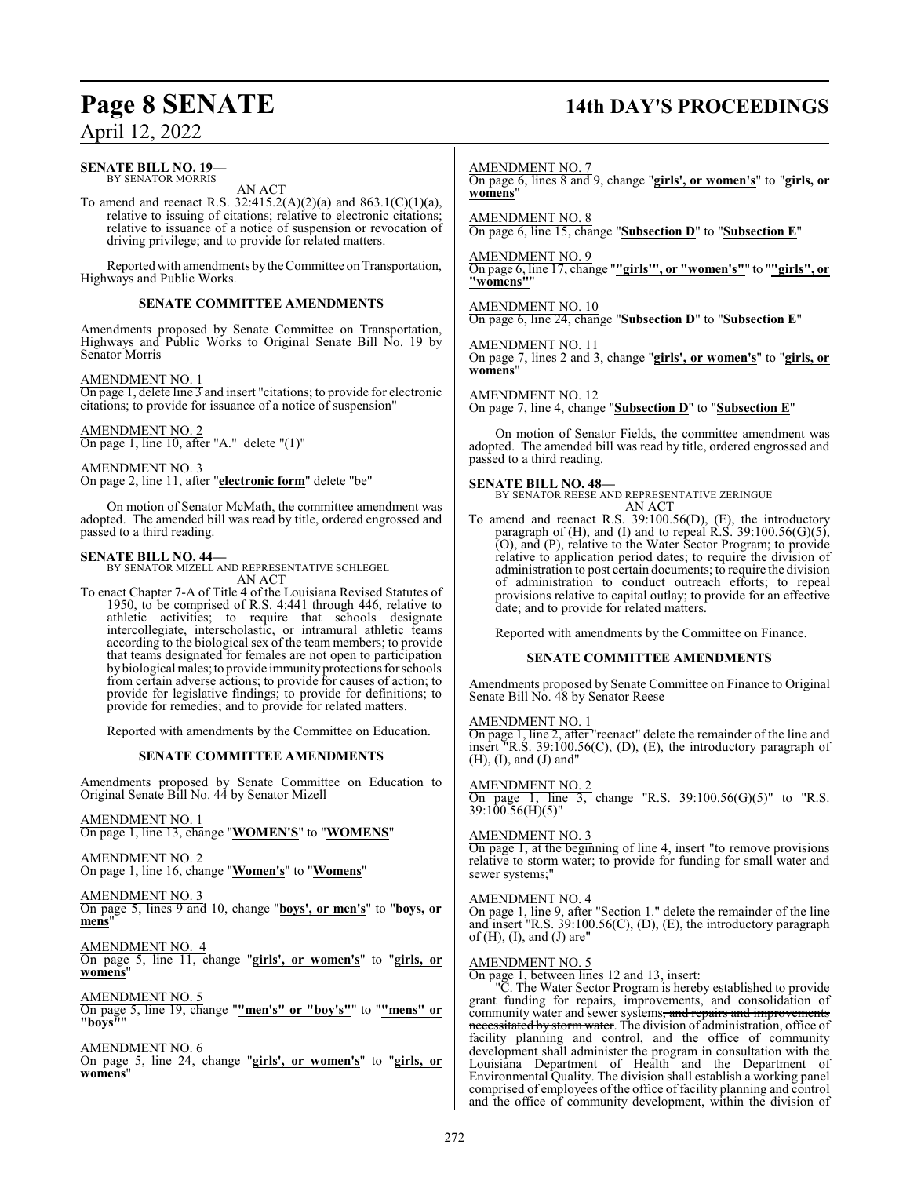**SENATE BILL NO. 19—**
BY SENATOR MORRIS

AN ACT

To amend and reenact R.S. 32:415.2(A)(2)(a) and 863.1(C)(1)(a), relative to issuing of citations; relative to electronic citations; relative to issuance of a notice of suspension or revocation of driving privilege; and to provide for related matters.

Reported with amendments by the Committee on Transportation, Highways and Public Works.

**SENATE COMMITTEE AMENDMENTS**

Amendments proposed by Senate Committee on Transportation, Highways and Public Works to Original Senate Bill No. 19 by Senator Morris

AMENDMENT NO. 1
On page 1, delete line 3 and insert "citations; to provide for electronic citations; to provide for issuance of a notice of suspension"

AMENDMENT NO. 2
On page 1, line 10, after "A." delete "(1)"

AMENDMENT NO. 3
On page 2, line 11, after "**electronic form**" delete "be"

On motion of Senator McMath, the committee amendment was adopted. The amended bill was read by title, ordered engrossed and passed to a third reading.

**SENATE BILL NO. 44—**
BY SENATOR MIZELL AND REPRESENTATIVE SCHLEGEL

AN ACT

To enact Chapter 7-A of Title 4 of the Louisiana Revised Statutes of 1950, to be comprised of R.S. 4:441 through 446, relative to athletic activities; to require that schools designate intercollegiate, interscholastic, or intramural athletic teams according to the biological sex of the team members; to provide that teams designated for females are not open to participation by biological males; to provide immunity protections for schools from certain adverse actions; to provide for causes of action; to provide for legislative findings; to provide for definitions; to provide for remedies; and to provide for related matters.

Reported with amendments by the Committee on Education.

**SENATE COMMITTEE AMENDMENTS**

Amendments proposed by Senate Committee on Education to Original Senate Bill No. 44 by Senator Mizell

AMENDMENT NO. 1
On page 1, line 13, change "**WOMEN'S**" to "**WOMENS**"

AMENDMENT NO. 2
On page 1, line 16, change "**Women's**" to "**Womens**"

AMENDMENT NO. 3
On page 5, lines 9 and 10, change "**boys', or men's**" to "**boys, or mens**"

AMENDMENT NO. 4
On page 5, line 11, change "**girls', or women's**" to "**girls, or womens**"

AMENDMENT NO. 5
On page 5, line 19, change "**"men's" or "boy's"**" to "**"mens" or "boys"**"

AMENDMENT NO. 6
On page 5, line 24, change "**girls', or women's**" to "**girls, or womens**"

AMENDMENT NO. 7
On page 6, lines 8 and 9, change "**girls', or women's**" to "**girls, or womens**"

AMENDMENT NO. 8
On page 6, line 15, change "**Subsection D**" to "**Subsection E**"

AMENDMENT NO. 9
On page 6, line 17, change "**"girls'", or "women's"**" to "**"girls", or "womens"**"

AMENDMENT NO. 10
On page 6, line 24, change "**Subsection D**" to "**Subsection E**"

AMENDMENT NO. 11
On page 7, lines 2 and 3, change "**girls', or women's**" to "**girls, or womens**"

AMENDMENT NO. 12
On page 7, line 4, change "**Subsection D**" to "**Subsection E**"

On motion of Senator Fields, the committee amendment was adopted. The amended bill was read by title, ordered engrossed and passed to a third reading.

**SENATE BILL NO. 48—**
BY SENATOR REESE AND REPRESENTATIVE ZERINGUE

AN ACT

To amend and reenact R.S. 39:100.56(D), (E), the introductory paragraph of (H), and (I) and to repeal R.S. 39:100.56(G)(5), (O), and (P), relative to the Water Sector Program; to provide relative to application period dates; to require the division of administration to post certain documents; to require the division of administration to conduct outreach efforts; to repeal provisions relative to capital outlay; to provide for an effective date; and to provide for related matters.

Reported with amendments by the Committee on Finance.

**SENATE COMMITTEE AMENDMENTS**

Amendments proposed by Senate Committee on Finance to Original Senate Bill No. 48 by Senator Reese

AMENDMENT NO. 1
On page 1, line 2, after "reenact" delete the remainder of the line and insert "R.S. 39:100.56(C), (D), (E), the introductory paragraph of (H), (I), and (J) and"

AMENDMENT NO. 2
On page 1, line 3, change "R.S. 39:100.56(G)(5)" to "R.S. 39:100.56(H)(5)"

AMENDMENT NO. 3
On page 1, at the beginning of line 4, insert "to remove provisions relative to storm water; to provide for funding for small water and sewer systems;"

AMENDMENT NO. 4
On page 1, line 9, after "Section 1." delete the remainder of the line and insert "R.S. 39:100.56(C), (D), (E), the introductory paragraph of (H), (I), and (J) are"

AMENDMENT NO. 5
On page 1, between lines 12 and 13, insert:

"C. The Water Sector Program is hereby established to provide grant funding for repairs, improvements, and consolidation of community water and sewer systems~~, and repairs and improvements necessitated by storm water~~. The division of administration, office of facility planning and control, and the office of community development shall administer the program in consultation with the Louisiana Department of Health and the Department of Environmental Quality. The division shall establish a working panel comprised of employees of the office of facility planning and control and the office of community development, within the division of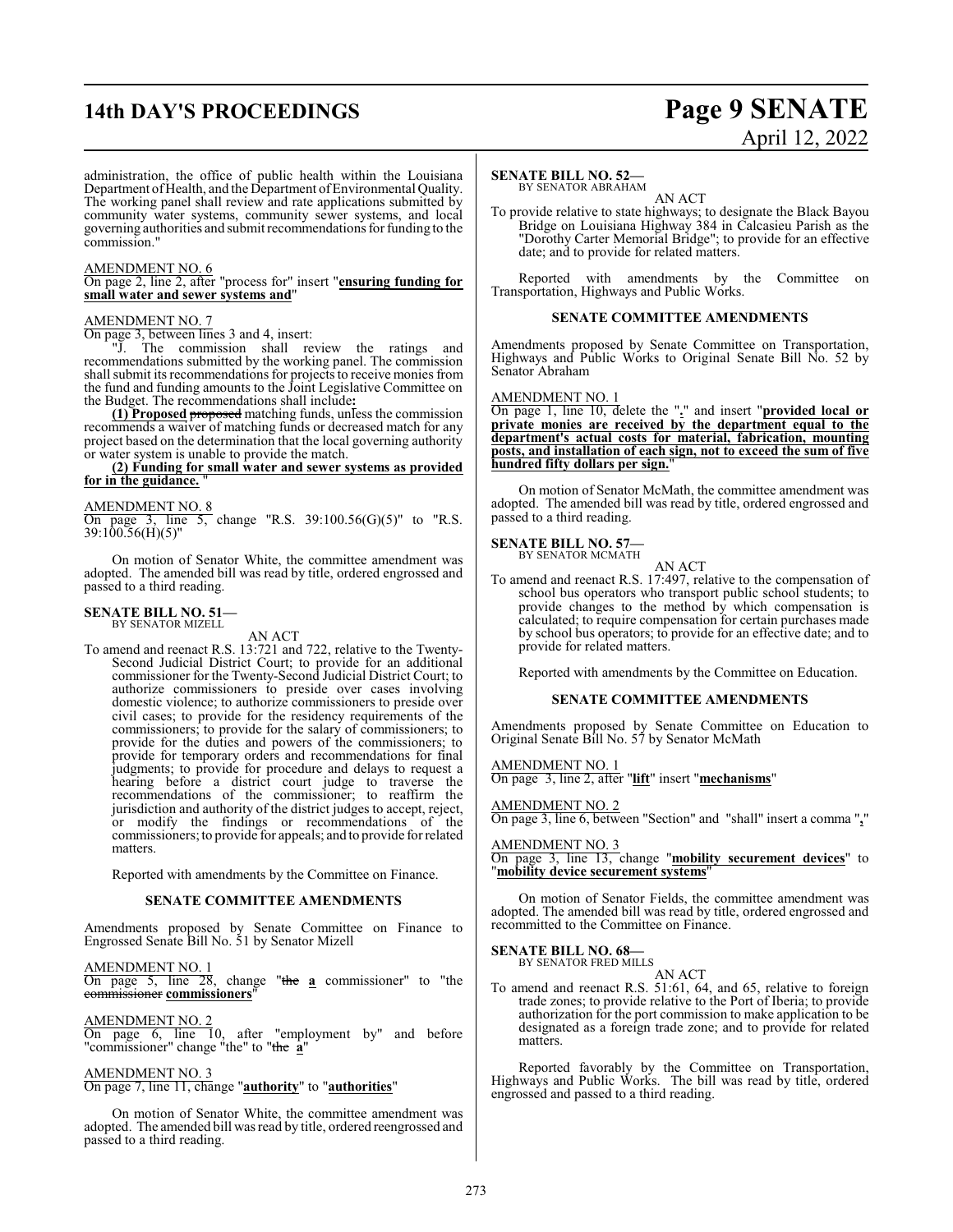administration, the office of public health within the Louisiana Department of Health, and the Department of Environmental Quality. The working panel shall review and rate applications submitted by community water systems, community sewer systems, and local governing authorities and submit recommendations for funding to the commission."

AMENDMENT NO. 6
On page 2, line 2, after "process for" insert "**ensuring funding for small water and sewer systems and**"

AMENDMENT NO. 7
On page 3, between lines 3 and 4, insert:

"J. The commission shall review the ratings and recommendations submitted by the working panel. The commission shall submit its recommendations for projects to receive monies from the fund and funding amounts to the Joint Legislative Committee on the Budget. The recommendations shall include**:**

**(1) Proposed** ~~proposed~~ matching funds, unless the commission recommends a waiver of matching funds or decreased match for any project based on the determination that the local governing authority or water system is unable to provide the match.

**(2) Funding for small water and sewer systems as provided for in the guidance.** "

AMENDMENT NO. 8
On page 3, line 5, change "R.S. 39:100.56(G)(5)" to "R.S. 39:100.56(H)(5)"

On motion of Senator White, the committee amendment was adopted. The amended bill was read by title, ordered engrossed and passed to a third reading.

**SENATE BILL NO. 51—**
BY SENATOR MIZELL

AN ACT

To amend and reenact R.S. 13:721 and 722, relative to the Twenty-Second Judicial District Court; to provide for an additional commissioner for the Twenty-Second Judicial District Court; to authorize commissioners to preside over cases involving domestic violence; to authorize commissioners to preside over civil cases; to provide for the residency requirements of the commissioners; to provide for the salary of commissioners; to provide for the duties and powers of the commissioners; to provide for temporary orders and recommendations for final judgments; to provide for procedure and delays to request a hearing before a district court judge to traverse the recommendations of the commissioner; to reaffirm the jurisdiction and authority of the district judges to accept, reject, or modify the findings or recommendations of the commissioners; to provide for appeals; and to provide for related matters.

Reported with amendments by the Committee on Finance.

**SENATE COMMITTEE AMENDMENTS**

Amendments proposed by Senate Committee on Finance to Engrossed Senate Bill No. 51 by Senator Mizell

AMENDMENT NO. 1
On page 5, line 28, change "~~the~~ **a** commissioner" to "the ~~commissioner~~ **commissioners**"

AMENDMENT NO. 2
On page 6, line 10, after "employment by" and before "commissioner" change "the" to "~~the~~ **a**"

AMENDMENT NO. 3
On page 7, line 11, change "**authority**" to "**authorities**"

On motion of Senator White, the committee amendment was adopted. The amended bill was read by title, ordered reengrossed and passed to a third reading.

**SENATE BILL NO. 52—**
BY SENATOR ABRAHAM

AN ACT

To provide relative to state highways; to designate the Black Bayou Bridge on Louisiana Highway 384 in Calcasieu Parish as the "Dorothy Carter Memorial Bridge"; to provide for an effective date; and to provide for related matters.

Reported with amendments by the Committee on Transportation, Highways and Public Works.

**SENATE COMMITTEE AMENDMENTS**

Amendments proposed by Senate Committee on Transportation, Highways and Public Works to Original Senate Bill No. 52 by Senator Abraham

AMENDMENT NO. 1
On page 1, line 10, delete the "**.**" and insert "**provided local or private monies are received by the department equal to the department's actual costs for material, fabrication, mounting posts, and installation of each sign, not to exceed the sum of five hundred fifty dollars per sign.**"

On motion of Senator McMath, the committee amendment was adopted. The amended bill was read by title, ordered engrossed and passed to a third reading.

**SENATE BILL NO. 57—**
BY SENATOR MCMATH

AN ACT

To amend and reenact R.S. 17:497, relative to the compensation of school bus operators who transport public school students; to provide changes to the method by which compensation is calculated; to require compensation for certain purchases made by school bus operators; to provide for an effective date; and to provide for related matters.

Reported with amendments by the Committee on Education.

**SENATE COMMITTEE AMENDMENTS**

Amendments proposed by Senate Committee on Education to Original Senate Bill No. 57 by Senator McMath

AMENDMENT NO. 1
On page 3, line 2, after "**lift**" insert "**mechanisms**"

AMENDMENT NO. 2
On page 3, line 6, between "Section" and "shall" insert a comma "**,**"

AMENDMENT NO. 3
On page 3, line 13, change "**mobility securement devices**" to "**mobility device securement systems**"

On motion of Senator Fields, the committee amendment was adopted. The amended bill was read by title, ordered engrossed and recommitted to the Committee on Finance.

**SENATE BILL NO. 68—**
BY SENATOR FRED MILLS

AN ACT

To amend and reenact R.S. 51:61, 64, and 65, relative to foreign trade zones; to provide relative to the Port of Iberia; to provide authorization for the port commission to make application to be designated as a foreign trade zone; and to provide for related matters.

Reported favorably by the Committee on Transportation, Highways and Public Works. The bill was read by title, ordered engrossed and passed to a third reading.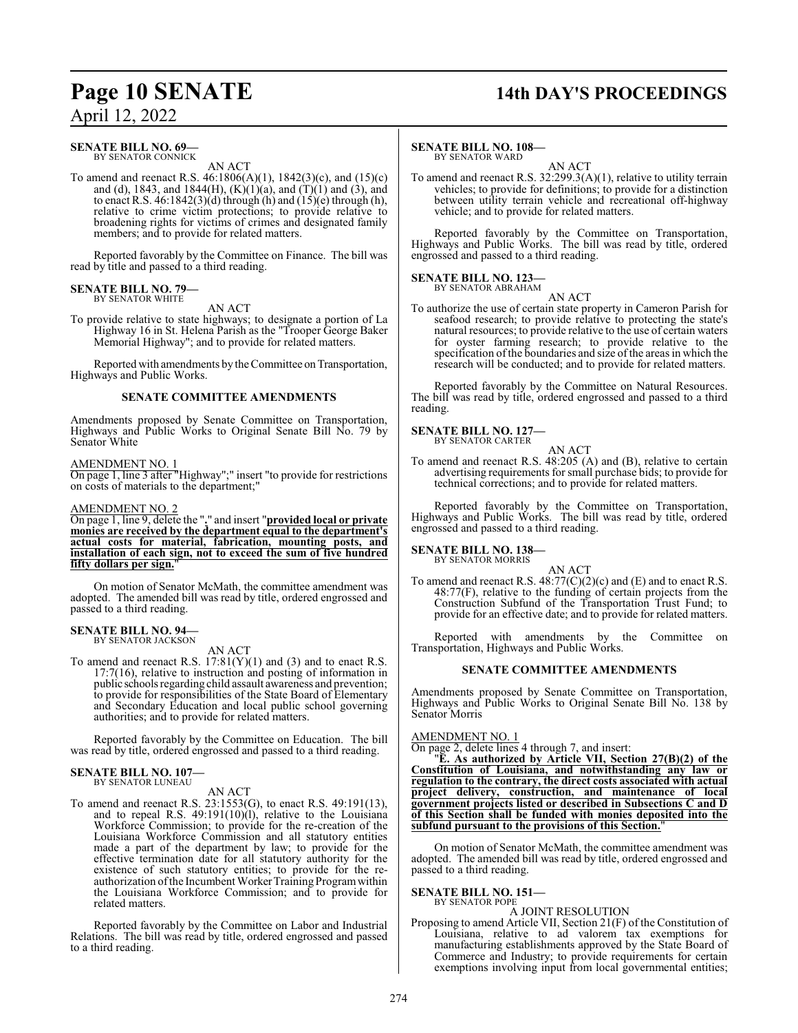**SENATE BILL NO. 69—**
BY SENATOR CONNICK

AN ACT

To amend and reenact R.S. 46:1806(A)(1), 1842(3)(c), and (15)(c) and (d), 1843, and 1844(H), (K)(1)(a), and (T)(1) and (3), and to enact R.S. 46:1842(3)(d) through (h) and (15)(e) through (h), relative to crime victim protections; to provide relative to broadening rights for victims of crimes and designated family members; and to provide for related matters.

Reported favorably by the Committee on Finance. The bill was read by title and passed to a third reading.

**SENATE BILL NO. 79—**
BY SENATOR WHITE

AN ACT

To provide relative to state highways; to designate a portion of La Highway 16 in St. Helena Parish as the "Trooper George Baker Memorial Highway"; and to provide for related matters.

Reported with amendments by the Committee on Transportation, Highways and Public Works.

**SENATE COMMITTEE AMENDMENTS**

Amendments proposed by Senate Committee on Transportation, Highways and Public Works to Original Senate Bill No. 79 by Senator White

AMENDMENT NO. 1

On page 1, line 3 after "Highway";" insert "to provide for restrictions on costs of materials to the department;"

AMENDMENT NO. 2

On page 1, line 9, delete the "." and insert "**provided local or private monies are received by the department equal to the department's actual costs for material, fabrication, mounting posts, and installation of each sign, not to exceed the sum of five hundred fifty dollars per sign.**"

On motion of Senator McMath, the committee amendment was adopted. The amended bill was read by title, ordered engrossed and passed to a third reading.

**SENATE BILL NO. 94—**
BY SENATOR JACKSON

AN ACT

To amend and reenact R.S. 17:81(Y)(1) and (3) and to enact R.S. 17:7(16), relative to instruction and posting of information in public schools regarding child assault awareness and prevention; to provide for responsibilities of the State Board of Elementary and Secondary Education and local public school governing authorities; and to provide for related matters.

Reported favorably by the Committee on Education. The bill was read by title, ordered engrossed and passed to a third reading.

**SENATE BILL NO. 107—**
BY SENATOR LUNEAU

AN ACT

To amend and reenact R.S. 23:1553(G), to enact R.S. 49:191(13), and to repeal R.S. 49:191(10)(l), relative to the Louisiana Workforce Commission; to provide for the re-creation of the Louisiana Workforce Commission and all statutory entities made a part of the department by law; to provide for the effective termination date for all statutory authority for the existence of such statutory entities; to provide for the re-authorization of the Incumbent Worker Training Program within the Louisiana Workforce Commission; and to provide for related matters.

Reported favorably by the Committee on Labor and Industrial Relations. The bill was read by title, ordered engrossed and passed to a third reading.

**SENATE BILL NO. 108—**
BY SENATOR WARD

AN ACT

To amend and reenact R.S. 32:299.3(A)(1), relative to utility terrain vehicles; to provide for definitions; to provide for a distinction between utility terrain vehicle and recreational off-highway vehicle; and to provide for related matters.

Reported favorably by the Committee on Transportation, Highways and Public Works. The bill was read by title, ordered engrossed and passed to a third reading.

**SENATE BILL NO. 123—**
BY SENATOR ABRAHAM

AN ACT

To authorize the use of certain state property in Cameron Parish for seafood research; to provide relative to protecting the state's natural resources; to provide relative to the use of certain waters for oyster farming research; to provide relative to the specification of the boundaries and size of the areas in which the research will be conducted; and to provide for related matters.

Reported favorably by the Committee on Natural Resources. The bill was read by title, ordered engrossed and passed to a third reading.

**SENATE BILL NO. 127—**
BY SENATOR CARTER

AN ACT

To amend and reenact R.S. 48:205 (A) and (B), relative to certain advertising requirements for small purchase bids; to provide for technical corrections; and to provide for related matters.

Reported favorably by the Committee on Transportation, Highways and Public Works. The bill was read by title, ordered engrossed and passed to a third reading.

**SENATE BILL NO. 138—**
BY SENATOR MORRIS

AN ACT

To amend and reenact R.S. 48:77(C)(2)(c) and (E) and to enact R.S. 48:77(F), relative to the funding of certain projects from the Construction Subfund of the Transportation Trust Fund; to provide for an effective date; and to provide for related matters.

Reported with amendments by the Committee on Transportation, Highways and Public Works.

**SENATE COMMITTEE AMENDMENTS**

Amendments proposed by Senate Committee on Transportation, Highways and Public Works to Original Senate Bill No. 138 by Senator Morris

AMENDMENT NO. 1

On page 2, delete lines 4 through 7, and insert:

"**E. As authorized by Article VII, Section 27(B)(2) of the Constitution of Louisiana, and notwithstanding any law or regulation to the contrary, the direct costs associated with actual project delivery, construction, and maintenance of local government projects listed or described in Subsections C and D of this Section shall be funded with monies deposited into the subfund pursuant to the provisions of this Section.**"

On motion of Senator McMath, the committee amendment was adopted. The amended bill was read by title, ordered engrossed and passed to a third reading.

**SENATE BILL NO. 151—**
BY SENATOR POPE

A JOINT RESOLUTION

Proposing to amend Article VII, Section 21(F) of the Constitution of Louisiana, relative to ad valorem tax exemptions for manufacturing establishments approved by the State Board of Commerce and Industry; to provide requirements for certain exemptions involving input from local governmental entities;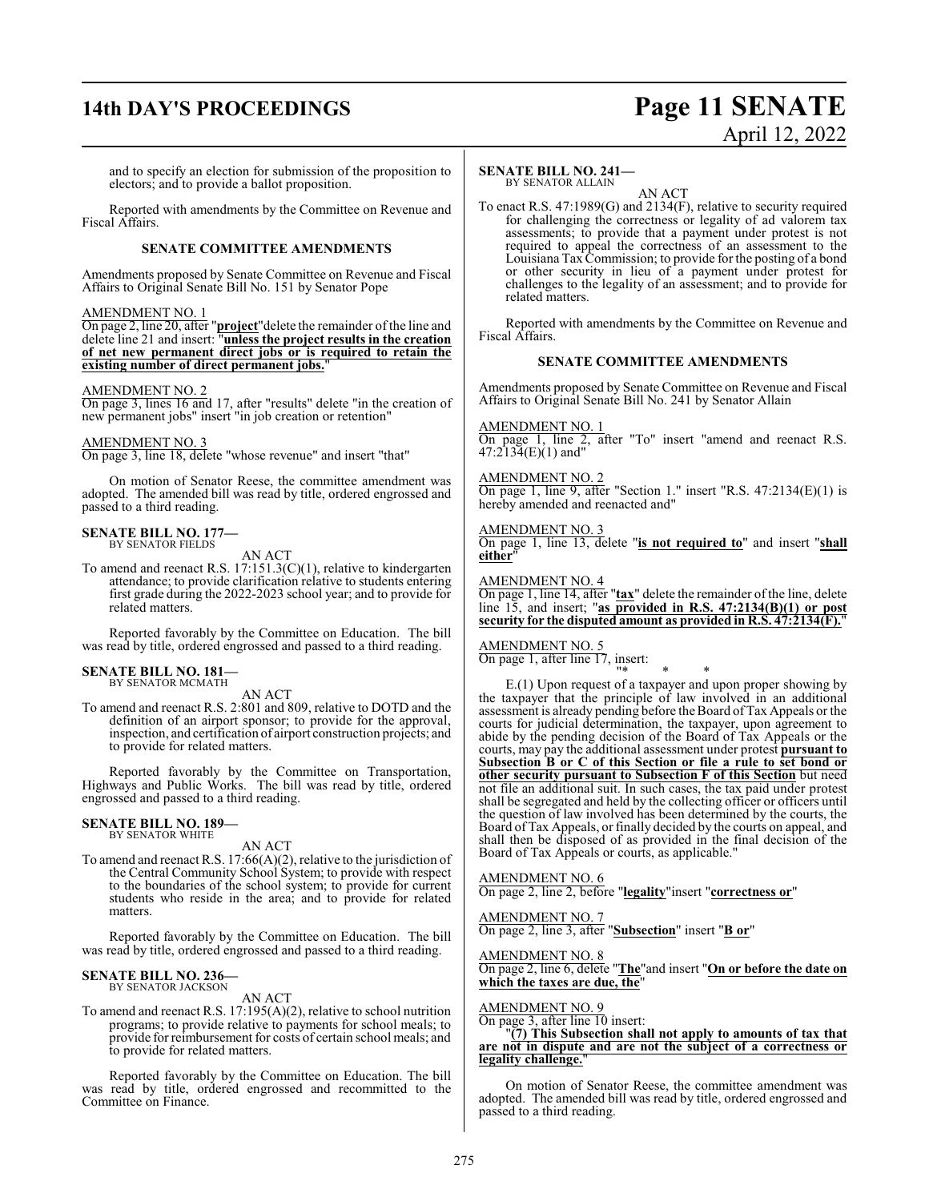and to specify an election for submission of the proposition to electors; and to provide a ballot proposition.

Reported with amendments by the Committee on Revenue and Fiscal Affairs.

### SENATE COMMITTEE AMENDMENTS

Amendments proposed by Senate Committee on Revenue and Fiscal Affairs to Original Senate Bill No. 151 by Senator Pope

AMENDMENT NO. 1
On page 2, line 20, after "**project**"delete the remainder of the line and delete line 21 and insert: "**unless the project results in the creation of net new permanent direct jobs or is required to retain the existing number of direct permanent jobs.**"

AMENDMENT NO. 2
On page 3, lines 16 and 17, after "results" delete "in the creation of new permanent jobs" insert "in job creation or retention"

AMENDMENT NO. 3
On page 3, line 18, delete "whose revenue" and insert "that"

On motion of Senator Reese, the committee amendment was adopted. The amended bill was read by title, ordered engrossed and passed to a third reading.

**SENATE BILL NO. 177—**
BY SENATOR FIELDS

AN ACT

To amend and reenact R.S. 17:151.3(C)(1), relative to kindergarten attendance; to provide clarification relative to students entering first grade during the 2022-2023 school year; and to provide for related matters.

Reported favorably by the Committee on Education. The bill was read by title, ordered engrossed and passed to a third reading.

**SENATE BILL NO. 181—**
BY SENATOR MCMATH

AN ACT

To amend and reenact R.S. 2:801 and 809, relative to DOTD and the definition of an airport sponsor; to provide for the approval, inspection, and certification of airport construction projects; and to provide for related matters.

Reported favorably by the Committee on Transportation, Highways and Public Works. The bill was read by title, ordered engrossed and passed to a third reading.

**SENATE BILL NO. 189—**
BY SENATOR WHITE

AN ACT

To amend and reenact R.S. 17:66(A)(2), relative to the jurisdiction of the Central Community School System; to provide with respect to the boundaries of the school system; to provide for current students who reside in the area; and to provide for related matters.

Reported favorably by the Committee on Education. The bill was read by title, ordered engrossed and passed to a third reading.

**SENATE BILL NO. 236—**
BY SENATOR JACKSON

AN ACT

To amend and reenact R.S. 17:195(A)(2), relative to school nutrition programs; to provide relative to payments for school meals; to provide for reimbursement for costs of certain school meals; and to provide for related matters.

Reported favorably by the Committee on Education. The bill was read by title, ordered engrossed and recommitted to the Committee on Finance.

**SENATE BILL NO. 241—**
BY SENATOR ALLAIN

AN ACT

To enact R.S. 47:1989(G) and 2134(F), relative to security required for challenging the correctness or legality of ad valorem tax assessments; to provide that a payment under protest is not required to appeal the correctness of an assessment to the Louisiana Tax Commission; to provide for the posting of a bond or other security in lieu of a payment under protest for challenges to the legality of an assessment; and to provide for related matters.

Reported with amendments by the Committee on Revenue and Fiscal Affairs.

### SENATE COMMITTEE AMENDMENTS

Amendments proposed by Senate Committee on Revenue and Fiscal Affairs to Original Senate Bill No. 241 by Senator Allain

AMENDMENT NO. 1
On page 1, line 2, after "To" insert "amend and reenact R.S. 47:2134(E)(1) and"

AMENDMENT NO. 2
On page 1, line 9, after "Section 1." insert "R.S. 47:2134(E)(1) is hereby amended and reenacted and"

AMENDMENT NO. 3
On page 1, line 13, delete "**is not required to**" and insert "**shall either**"

AMENDMENT NO. 4
On page 1, line 14, after "**tax**" delete the remainder of the line, delete line 15, and insert; "**as provided in R.S. 47:2134(B)(1) or post security for the disputed amount as provided in R.S. 47:2134(F).**"

AMENDMENT NO. 5
On page 1, after line 17, insert:

"* * *

E.(1) Upon request of a taxpayer and upon proper showing by the taxpayer that the principle of law involved in an additional assessment is already pending before the Board of Tax Appeals or the courts for judicial determination, the taxpayer, upon agreement to abide by the pending decision of the Board of Tax Appeals or the courts, may pay the additional assessment under protest **pursuant to Subsection B or C of this Section or file a rule to set bond or other security pursuant to Subsection F of this Section** but need not file an additional suit. In such cases, the tax paid under protest shall be segregated and held by the collecting officer or officers until the question of law involved has been determined by the courts, the Board of Tax Appeals, or finally decided by the courts on appeal, and shall then be disposed of as provided in the final decision of the Board of Tax Appeals or courts, as applicable."

AMENDMENT NO. 6
On page 2, line 2, before "**legality**"insert "**correctness or**"

AMENDMENT NO. 7
On page 2, line 3, after "**Subsection**" insert "**B or**"

AMENDMENT NO. 8
On page 2, line 6, delete "**The**"and insert "**On or before the date on which the taxes are due, the**"

AMENDMENT NO. 9
On page 3, after line 10 insert:

"**(7) This Subsection shall not apply to amounts of tax that are not in dispute and are not the subject of a correctness or legality challenge.**"

On motion of Senator Reese, the committee amendment was adopted. The amended bill was read by title, ordered engrossed and passed to a third reading.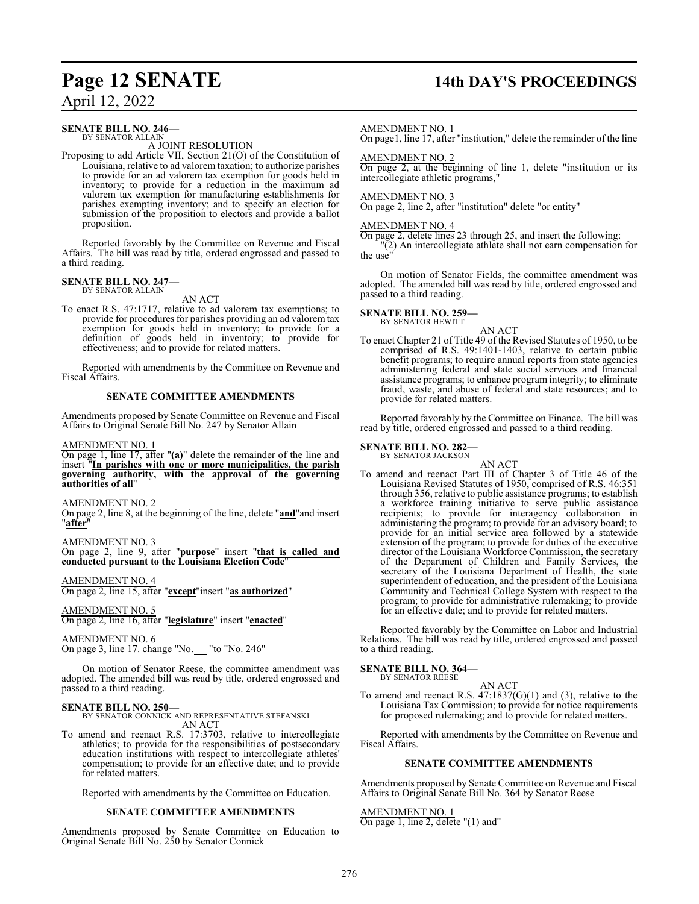**SENATE BILL NO. 246—**
BY SENATOR ALLAIN

A JOINT RESOLUTION

Proposing to add Article VII, Section 21(O) of the Constitution of Louisiana, relative to ad valorem taxation; to authorize parishes to provide for an ad valorem tax exemption for goods held in inventory; to provide for a reduction in the maximum ad valorem tax exemption for manufacturing establishments for parishes exempting inventory; and to specify an election for submission of the proposition to electors and provide a ballot proposition.

Reported favorably by the Committee on Revenue and Fiscal Affairs. The bill was read by title, ordered engrossed and passed to a third reading.

**SENATE BILL NO. 247—**
BY SENATOR ALLAIN

AN ACT

To enact R.S. 47:1717, relative to ad valorem tax exemptions; to provide for procedures for parishes providing an ad valorem tax exemption for goods held in inventory; to provide for a definition of goods held in inventory; to provide for effectiveness; and to provide for related matters.

Reported with amendments by the Committee on Revenue and Fiscal Affairs.

**SENATE COMMITTEE AMENDMENTS**

Amendments proposed by Senate Committee on Revenue and Fiscal Affairs to Original Senate Bill No. 247 by Senator Allain

AMENDMENT NO. 1
On page 1, line 17, after "**(a)**" delete the remainder of the line and insert "**In parishes with one or more municipalities, the parish governing authority, with the approval of the governing authorities of all**"

AMENDMENT NO. 2
On page 2, line 8, at the beginning of the line, delete "**and**"and insert "**after**"

AMENDMENT NO. 3
On page 2, line 9, after "**purpose**" insert "**that is called and conducted pursuant to the Louisiana Election Code**"

AMENDMENT NO. 4
On page 2, line 15, after "**except**"insert "**as authorized**"

AMENDMENT NO. 5
On page 2, line 16, after "**legislature**" insert "**enacted**"

AMENDMENT NO. 6
On page 3, line 17. change "No.\_\_\_ "to "No. 246"

On motion of Senator Reese, the committee amendment was adopted. The amended bill was read by title, ordered engrossed and passed to a third reading.

**SENATE BILL NO. 250—**
BY SENATOR CONNICK AND REPRESENTATIVE STEFANSKI

AN ACT

To amend and reenact R.S. 17:3703, relative to intercollegiate athletics; to provide for the responsibilities of postsecondary education institutions with respect to intercollegiate athletes' compensation; to provide for an effective date; and to provide for related matters.

Reported with amendments by the Committee on Education.

**SENATE COMMITTEE AMENDMENTS**

Amendments proposed by Senate Committee on Education to Original Senate Bill No. 250 by Senator Connick

AMENDMENT NO. 1
On page1, line 17, after "institution," delete the remainder of the line

AMENDMENT NO. 2
On page 2, at the beginning of line 1, delete "institution or its intercollegiate athletic programs,"

AMENDMENT NO. 3
On page 2, line 2, after "institution" delete "or entity"

AMENDMENT NO. 4
On page 2, delete lines 23 through 25, and insert the following:
"(2) An intercollegiate athlete shall not earn compensation for the use"

On motion of Senator Fields, the committee amendment was adopted. The amended bill was read by title, ordered engrossed and passed to a third reading.

**SENATE BILL NO. 259—**
BY SENATOR HEWITT

AN ACT

To enact Chapter 21 of Title 49 of the Revised Statutes of 1950, to be comprised of R.S. 49:1401-1403, relative to certain public benefit programs; to require annual reports from state agencies administering federal and state social services and financial assistance programs; to enhance program integrity; to eliminate fraud, waste, and abuse of federal and state resources; and to provide for related matters.

Reported favorably by the Committee on Finance. The bill was read by title, ordered engrossed and passed to a third reading.

**SENATE BILL NO. 282—**
BY SENATOR JACKSON

AN ACT

To amend and reenact Part III of Chapter 3 of Title 46 of the Louisiana Revised Statutes of 1950, comprised of R.S. 46:351 through 356, relative to public assistance programs; to establish a workforce training initiative to serve public assistance recipients; to provide for interagency collaboration in administering the program; to provide for an advisory board; to provide for an initial service area followed by a statewide extension of the program; to provide for duties of the executive director of the Louisiana Workforce Commission, the secretary of the Department of Children and Family Services, the secretary of the Louisiana Department of Health, the state superintendent of education, and the president of the Louisiana Community and Technical College System with respect to the program; to provide for administrative rulemaking; to provide for an effective date; and to provide for related matters.

Reported favorably by the Committee on Labor and Industrial Relations. The bill was read by title, ordered engrossed and passed to a third reading.

**SENATE BILL NO. 364—**
BY SENATOR REESE

AN ACT

To amend and reenact R.S. 47:1837(G)(1) and (3), relative to the Louisiana Tax Commission; to provide for notice requirements for proposed rulemaking; and to provide for related matters.

Reported with amendments by the Committee on Revenue and Fiscal Affairs.

**SENATE COMMITTEE AMENDMENTS**

Amendments proposed by Senate Committee on Revenue and Fiscal Affairs to Original Senate Bill No. 364 by Senator Reese

AMENDMENT NO. 1
On page 1, line 2, delete "(1) and"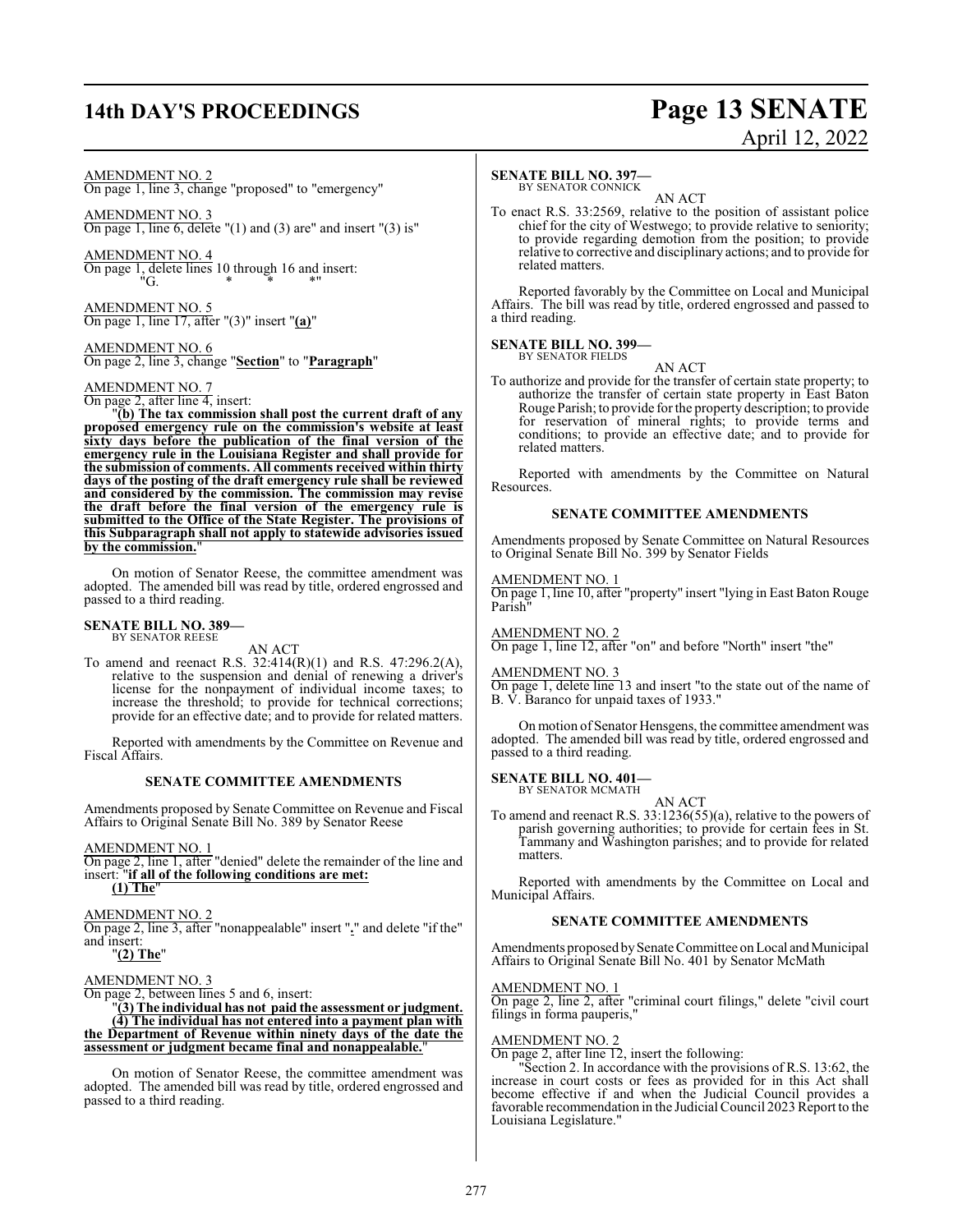AMENDMENT NO. 2
On page 1, line 3, change "proposed" to "emergency"

AMENDMENT NO. 3
On page 1, line 6, delete "(1) and (3) are" and insert "(3) is"

AMENDMENT NO. 4
On page 1, delete lines 10 through 16 and insert:
"G. * * *"

AMENDMENT NO. 5
On page 1, line 17, after "(3)" insert "**(a)**"

AMENDMENT NO. 6
On page 2, line 3, change "**Section**" to "**Paragraph**"

AMENDMENT NO. 7
On page 2, after line 4, insert:

"**(b) The tax commission shall post the current draft of any proposed emergency rule on the commission's website at least sixty days before the publication of the final version of the emergency rule in the Louisiana Register and shall provide for the submission of comments. All comments received within thirty days of the posting of the draft emergency rule shall be reviewed and considered by the commission. The commission may revise the draft before the final version of the emergency rule is submitted to the Office of the State Register. The provisions of this Subparagraph shall not apply to statewide advisories issued by the commission.**"

On motion of Senator Reese, the committee amendment was adopted. The amended bill was read by title, ordered engrossed and passed to a third reading.

**SENATE BILL NO. 389—**
BY SENATOR REESE

AN ACT

To amend and reenact R.S. 32:414(R)(1) and R.S. 47:296.2(A), relative to the suspension and denial of renewing a driver's license for the nonpayment of individual income taxes; to increase the threshold; to provide for technical corrections; provide for an effective date; and to provide for related matters.

Reported with amendments by the Committee on Revenue and Fiscal Affairs.

**SENATE COMMITTEE AMENDMENTS**

Amendments proposed by Senate Committee on Revenue and Fiscal Affairs to Original Senate Bill No. 389 by Senator Reese

AMENDMENT NO. 1
On page 2, line 1, after "denied" delete the remainder of the line and insert: "**if all of the following conditions are met:**
**(1) The**"

AMENDMENT NO. 2
On page 2, line 3, after "nonappealable" insert "**.**" and delete "if the" and insert:
"**(2) The**"

AMENDMENT NO. 3
On page 2, between lines 5 and 6, insert:
"**(3) The individual has not paid the assessment or judgment.**
**(4) The individual has not entered into a payment plan with the Department of Revenue within ninety days of the date the assessment or judgment became final and nonappealable.**"

On motion of Senator Reese, the committee amendment was adopted. The amended bill was read by title, ordered engrossed and passed to a third reading.

**SENATE BILL NO. 397—**
BY SENATOR CONNICK

AN ACT

To enact R.S. 33:2569, relative to the position of assistant police chief for the city of Westwego; to provide relative to seniority; to provide regarding demotion from the position; to provide relative to corrective and disciplinary actions; and to provide for related matters.

Reported favorably by the Committee on Local and Municipal Affairs. The bill was read by title, ordered engrossed and passed to a third reading.

**SENATE BILL NO. 399—**
BY SENATOR FIELDS

AN ACT

To authorize and provide for the transfer of certain state property; to authorize the transfer of certain state property in East Baton Rouge Parish; to provide for the property description; to provide for reservation of mineral rights; to provide terms and conditions; to provide an effective date; and to provide for related matters.

Reported with amendments by the Committee on Natural Resources.

**SENATE COMMITTEE AMENDMENTS**

Amendments proposed by Senate Committee on Natural Resources to Original Senate Bill No. 399 by Senator Fields

AMENDMENT NO. 1
On page 1, line 10, after "property" insert "lying in East Baton Rouge Parish"

AMENDMENT NO. 2
On page 1, line 12, after "on" and before "North" insert "the"

AMENDMENT NO. 3
On page 1, delete line 13 and insert "to the state out of the name of B. V. Baranco for unpaid taxes of 1933."

On motion of Senator Hensgens, the committee amendment was adopted. The amended bill was read by title, ordered engrossed and passed to a third reading.

**SENATE BILL NO. 401—**
BY SENATOR MCMATH

AN ACT

To amend and reenact R.S. 33:1236(55)(a), relative to the powers of parish governing authorities; to provide for certain fees in St. Tammany and Washington parishes; and to provide for related matters.

Reported with amendments by the Committee on Local and Municipal Affairs.

**SENATE COMMITTEE AMENDMENTS**

Amendments proposed by Senate Committee on Local and Municipal Affairs to Original Senate Bill No. 401 by Senator McMath

AMENDMENT NO. 1
On page 2, line 2, after "criminal court filings," delete "civil court filings in forma pauperis,"

AMENDMENT NO. 2
On page 2, after line 12, insert the following:

"Section 2. In accordance with the provisions of R.S. 13:62, the increase in court costs or fees as provided for in this Act shall become effective if and when the Judicial Council provides a favorable recommendation in the Judicial Council 2023 Report to the Louisiana Legislature."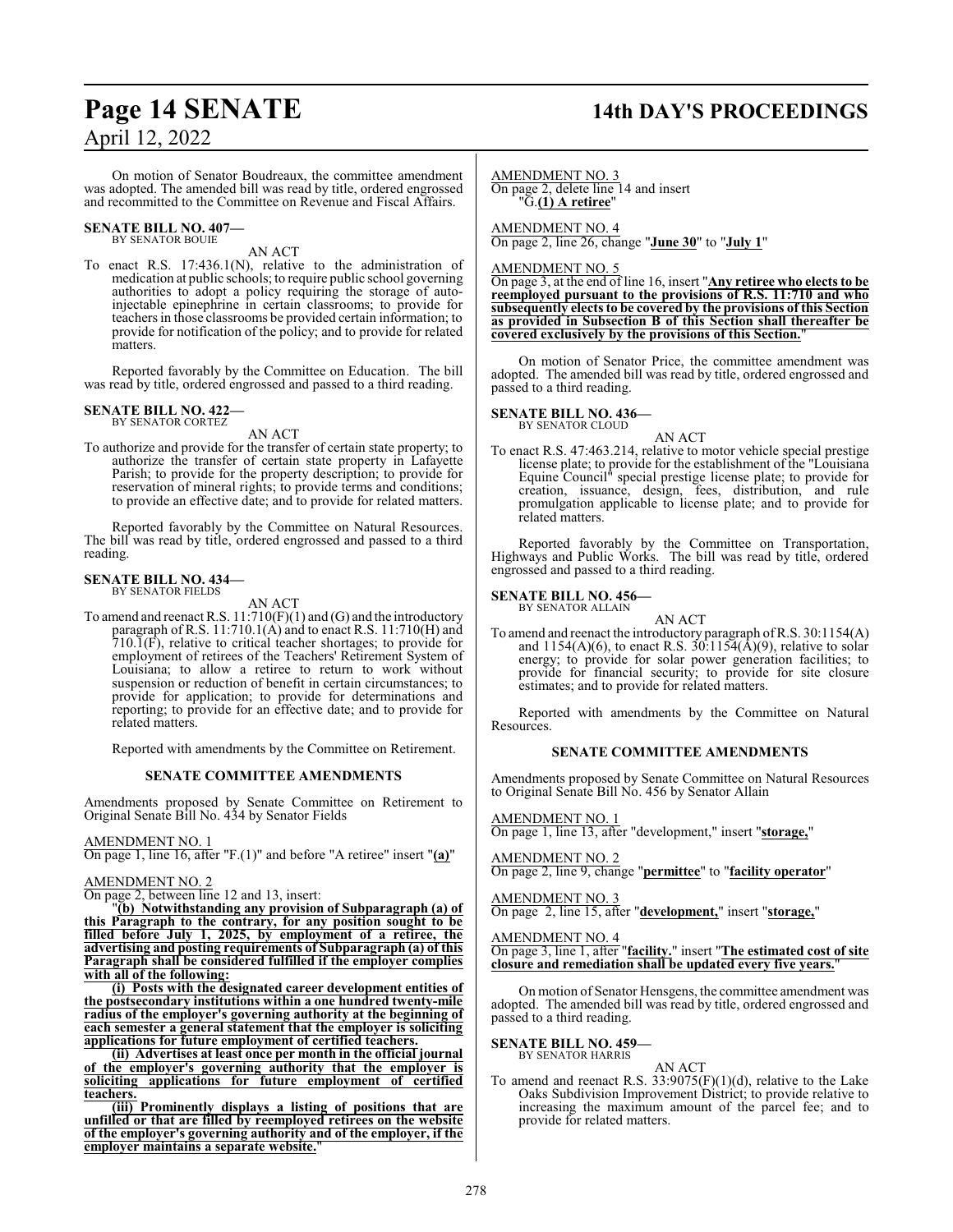On motion of Senator Boudreaux, the committee amendment was adopted. The amended bill was read by title, ordered engrossed and recommitted to the Committee on Revenue and Fiscal Affairs.

**SENATE BILL NO. 407—**
BY SENATOR BOUIE

AN ACT

To enact R.S. 17:436.1(N), relative to the administration of medication at public schools; to require public school governing authorities to adopt a policy requiring the storage of auto-injectable epinephrine in certain classrooms; to provide for teachers in those classrooms be provided certain information; to provide for notification of the policy; and to provide for related matters.

Reported favorably by the Committee on Education. The bill was read by title, ordered engrossed and passed to a third reading.

**SENATE BILL NO. 422—**
BY SENATOR CORTEZ

AN ACT

To authorize and provide for the transfer of certain state property; to authorize the transfer of certain state property in Lafayette Parish; to provide for the property description; to provide for reservation of mineral rights; to provide terms and conditions; to provide an effective date; and to provide for related matters.

Reported favorably by the Committee on Natural Resources. The bill was read by title, ordered engrossed and passed to a third reading.

**SENATE BILL NO. 434—**
BY SENATOR FIELDS

AN ACT

To amend and reenact R.S. 11:710(F)(1) and (G) and the introductory paragraph of R.S. 11:710.1(A) and to enact R.S. 11:710(H) and 710.1(F), relative to critical teacher shortages; to provide for employment of retirees of the Teachers' Retirement System of Louisiana; to allow a retiree to return to work without suspension or reduction of benefit in certain circumstances; to provide for application; to provide for determinations and reporting; to provide for an effective date; and to provide for related matters.

Reported with amendments by the Committee on Retirement.

**SENATE COMMITTEE AMENDMENTS**

Amendments proposed by Senate Committee on Retirement to Original Senate Bill No. 434 by Senator Fields

AMENDMENT NO. 1
On page 1, line 16, after "F.(1)" and before "A retiree" insert "**(a)**"

AMENDMENT NO. 2
On page 2, between line 12 and 13, insert:

"**(b) Notwithstanding any provision of Subparagraph (a) of this Paragraph to the contrary, for any position sought to be filled before July 1, 2025, by employment of a retiree, the advertising and posting requirements of Subparagraph (a) of this Paragraph shall be considered fulfilled if the employer complies with all of the following:**

**(i) Posts with the designated career development entities of the postsecondary institutions within a one hundred twenty-mile radius of the employer's governing authority at the beginning of each semester a general statement that the employer is soliciting applications for future employment of certified teachers.**

**(ii) Advertises at least once per month in the official journal of the employer's governing authority that the employer is soliciting applications for future employment of certified teachers.**

**(iii) Prominently displays a listing of positions that are unfilled or that are filled by reemployed retirees on the website of the employer's governing authority and of the employer, if the employer maintains a separate website.**"

AMENDMENT NO. 3
On page 2, delete line 14 and insert
"G.**(1) A retiree**"

AMENDMENT NO. 4
On page 2, line 26, change "**June 30**" to "**July 1**"

AMENDMENT NO. 5
On page 3, at the end of line 16, insert "**Any retiree who elects to be reemployed pursuant to the provisions of R.S. 11:710 and who subsequently elects to be covered by the provisions of this Section as provided in Subsection B of this Section shall thereafter be covered exclusively by the provisions of this Section.**"

On motion of Senator Price, the committee amendment was adopted. The amended bill was read by title, ordered engrossed and passed to a third reading.

**SENATE BILL NO. 436—**
BY SENATOR CLOUD

AN ACT

To enact R.S. 47:463.214, relative to motor vehicle special prestige license plate; to provide for the establishment of the "Louisiana Equine Council" special prestige license plate; to provide for creation, issuance, design, fees, distribution, and rule promulgation applicable to license plate; and to provide for related matters.

Reported favorably by the Committee on Transportation, Highways and Public Works. The bill was read by title, ordered engrossed and passed to a third reading.

**SENATE BILL NO. 456—**
BY SENATOR ALLAIN

AN ACT

To amend and reenact the introductory paragraph of R.S. 30:1154(A) and 1154(A)(6), to enact R.S. 30:1154(A)(9), relative to solar energy; to provide for solar power generation facilities; to provide for financial security; to provide for site closure estimates; and to provide for related matters.

Reported with amendments by the Committee on Natural Resources.

**SENATE COMMITTEE AMENDMENTS**

Amendments proposed by Senate Committee on Natural Resources to Original Senate Bill No. 456 by Senator Allain

AMENDMENT NO. 1
On page 1, line 13, after "development," insert "**storage,**"

AMENDMENT NO. 2
On page 2, line 9, change "**permittee**" to "**facility operator**"

AMENDMENT NO. 3
On page 2, line 15, after "**development,**" insert "**storage,**"

AMENDMENT NO. 4
On page 3, line 1, after "**facility.**" insert "**The estimated cost of site closure and remediation shall be updated every five years.**"

On motion of Senator Hensgens, the committee amendment was adopted. The amended bill was read by title, ordered engrossed and passed to a third reading.

**SENATE BILL NO. 459—**
BY SENATOR HARRIS

AN ACT

To amend and reenact R.S. 33:9075(F)(1)(d), relative to the Lake Oaks Subdivision Improvement District; to provide relative to increasing the maximum amount of the parcel fee; and to provide for related matters.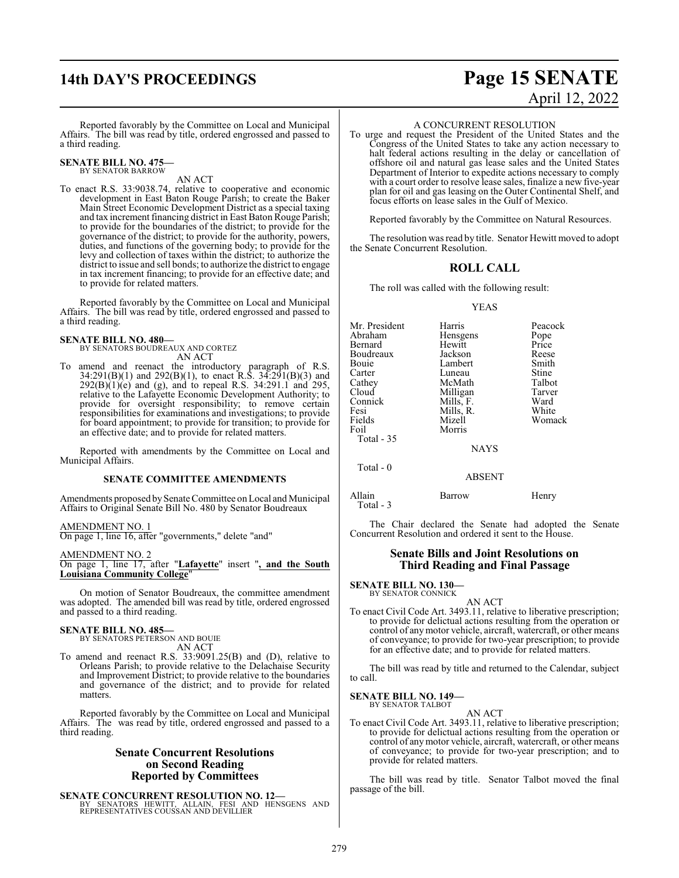Reported favorably by the Committee on Local and Municipal Affairs. The bill was read by title, ordered engrossed and passed to a third reading.

**SENATE BILL NO. 475—**
BY SENATOR BARROW

AN ACT

To enact R.S. 33:9038.74, relative to cooperative and economic development in East Baton Rouge Parish; to create the Baker Main Street Economic Development District as a special taxing and tax increment financing district in East Baton Rouge Parish; to provide for the boundaries of the district; to provide for the governance of the district; to provide for the authority, powers, duties, and functions of the governing body; to provide for the levy and collection of taxes within the district; to authorize the district to issue and sell bonds; to authorize the district to engage in tax increment financing; to provide for an effective date; and to provide for related matters.

Reported favorably by the Committee on Local and Municipal Affairs. The bill was read by title, ordered engrossed and passed to a third reading.

**SENATE BILL NO. 480—**
BY SENATORS BOUDREAUX AND CORTEZ

AN ACT

To amend and reenact the introductory paragraph of R.S. 34:291(B)(1) and 292(B)(1), to enact R.S. 34:291(B)(3) and 292(B)(1)(e) and (g), and to repeal R.S. 34:291.1 and 295, relative to the Lafayette Economic Development Authority; to provide for oversight responsibility; to remove certain responsibilities for examinations and investigations; to provide for board appointment; to provide for transition; to provide for an effective date; and to provide for related matters.

Reported with amendments by the Committee on Local and Municipal Affairs.

**SENATE COMMITTEE AMENDMENTS**

Amendments proposed by Senate Committee on Local and Municipal Affairs to Original Senate Bill No. 480 by Senator Boudreaux

AMENDMENT NO. 1
On page 1, line 16, after "governments," delete "and"

AMENDMENT NO. 2
On page 1, line 17, after "**Lafayette**" insert "**, and the South Louisiana Community College**"

On motion of Senator Boudreaux, the committee amendment was adopted. The amended bill was read by title, ordered engrossed and passed to a third reading.

**SENATE BILL NO. 485—**
BY SENATORS PETERSON AND BOUIE

AN ACT

To amend and reenact R.S. 33:9091.25(B) and (D), relative to Orleans Parish; to provide relative to the Delachaise Security and Improvement District; to provide relative to the boundaries and governance of the district; and to provide for related matters.

Reported favorably by the Committee on Local and Municipal Affairs. The was read by title, ordered engrossed and passed to a third reading.

## Senate Concurrent Resolutions on Second Reading Reported by Committees

**SENATE CONCURRENT RESOLUTION NO. 12—**
BY SENATORS HEWITT, ALLAIN, FESI AND HENSGENS AND REPRESENTATIVES COUSSAN AND DEVILLIER

A CONCURRENT RESOLUTION

To urge and request the President of the United States and the Congress of the United States to take any action necessary to halt federal actions resulting in the delay or cancellation of offshore oil and natural gas lease sales and the United States Department of Interior to expedite actions necessary to comply with a court order to resolve lease sales, finalize a new five-year plan for oil and gas leasing on the Outer Continental Shelf, and focus efforts on lease sales in the Gulf of Mexico.

Reported favorably by the Committee on Natural Resources.

The resolution was read by title. Senator Hewitt moved to adopt the Senate Concurrent Resolution.

## ROLL CALL

The roll was called with the following result:

YEAS

| | | |
|---|---|---|
| Mr. President | Harris | Peacock |
| Abraham | Hensgens | Pope |
| Bernard | Hewitt | Price |
| Boudreaux | Jackson | Reese |
| Bouie | Lambert | Smith |
| Carter | Luneau | Stine |
| Cathey | McMath | Talbot |
| Cloud | Milligan | Tarver |
| Connick | Mills, F. | Ward |
| Fesi | Mills, R. | White |
| Fields | Mizell | Womack |
| Foil | Morris | |

Total - 35

NAYS

Total - 0

ABSENT

| | | |
|---|---|---|
| Allain | Barrow | Henry |

Total - 3

The Chair declared the Senate had adopted the Senate Concurrent Resolution and ordered it sent to the House.

## Senate Bills and Joint Resolutions on Third Reading and Final Passage

**SENATE BILL NO. 130—**
BY SENATOR CONNICK

AN ACT

To enact Civil Code Art. 3493.11, relative to liberative prescription; to provide for delictual actions resulting from the operation or control of any motor vehicle, aircraft, watercraft, or other means of conveyance; to provide for two-year prescription; to provide for an effective date; and to provide for related matters.

The bill was read by title and returned to the Calendar, subject to call.

**SENATE BILL NO. 149—**
BY SENATOR TALBOT

AN ACT

To enact Civil Code Art. 3493.11, relative to liberative prescription; to provide for delictual actions resulting from the operation or control of any motor vehicle, aircraft, watercraft, or other means of conveyance; to provide for two-year prescription; and to provide for related matters.

The bill was read by title. Senator Talbot moved the final passage of the bill.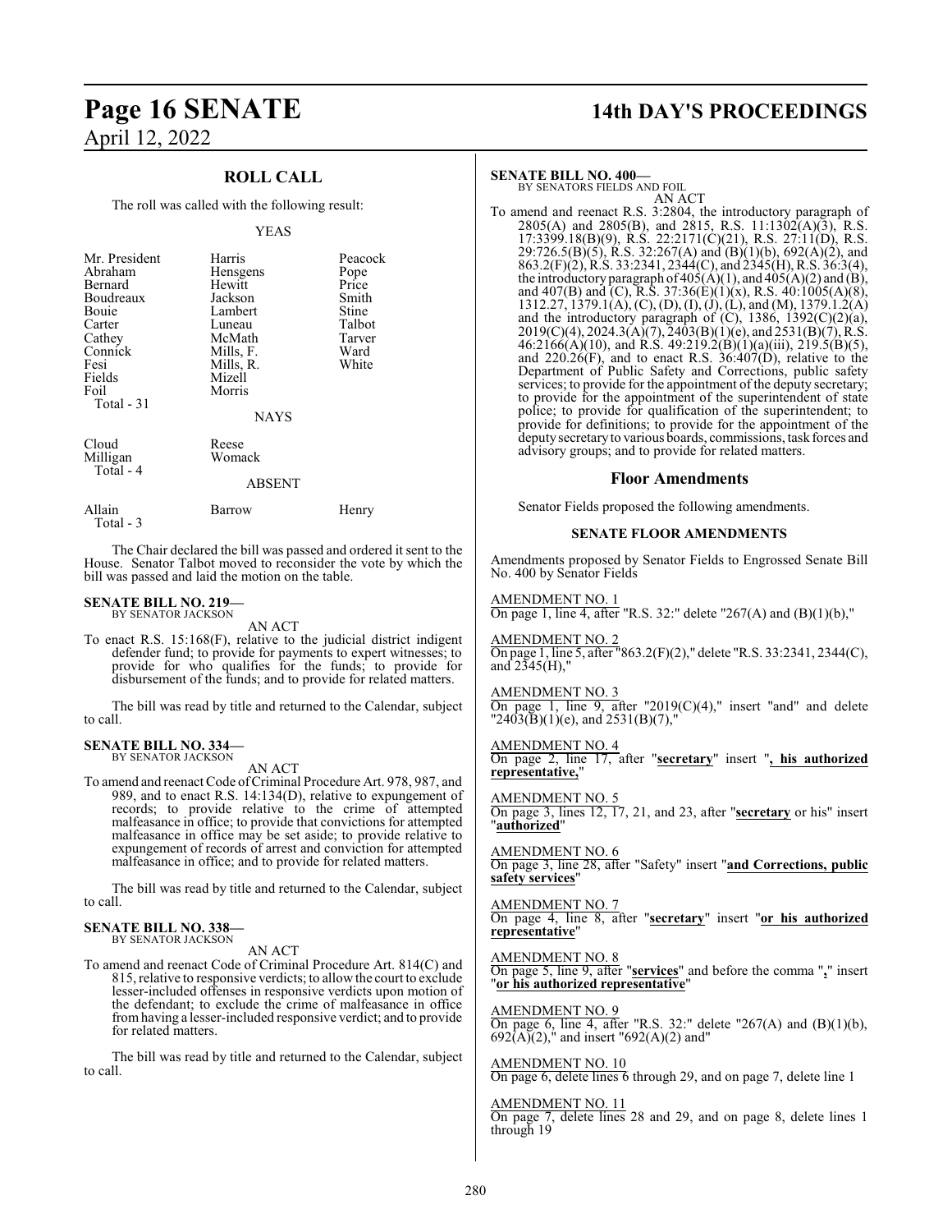## ROLL CALL

The roll was called with the following result:

YEAS

| | | |
|---|---|---|
| Mr. President | Harris | Peacock |
| Abraham | Hensgens | Pope |
| Bernard | Hewitt | Price |
| Boudreaux | Jackson | Smith |
| Bouie | Lambert | Stine |
| Carter | Luneau | Talbot |
| Cathey | McMath | Tarver |
| Connick | Mills, F. | Ward |
| Fesi | Mills, R. | White |
| Fields | Mizell | |
| Foil | Morris | |

Total - 31

NAYS

| | |
|---|---|
| Cloud | Reese |
| Milligan | Womack |

Total - 4

ABSENT

| | | |
|---|---|---|
| Allain | Barrow | Henry |

Total - 3

The Chair declared the bill was passed and ordered it sent to the House. Senator Talbot moved to reconsider the vote by which the bill was passed and laid the motion on the table.

**SENATE BILL NO. 219—**
BY SENATOR JACKSON

AN ACT

To enact R.S. 15:168(F), relative to the judicial district indigent defender fund; to provide for payments to expert witnesses; to provide for who qualifies for the funds; to provide for disbursement of the funds; and to provide for related matters.

The bill was read by title and returned to the Calendar, subject to call.

**SENATE BILL NO. 334—**
BY SENATOR JACKSON

AN ACT

To amend and reenact Code of Criminal Procedure Art. 978, 987, and 989, and to enact R.S. 14:134(D), relative to expungement of records; to provide relative to the crime of attempted malfeasance in office; to provide that convictions for attempted malfeasance in office may be set aside; to provide relative to expungement of records of arrest and conviction for attempted malfeasance in office; and to provide for related matters.

The bill was read by title and returned to the Calendar, subject to call.

**SENATE BILL NO. 338—**
BY SENATOR JACKSON

AN ACT

To amend and reenact Code of Criminal Procedure Art. 814(C) and 815, relative to responsive verdicts; to allow the court to exclude lesser-included offenses in responsive verdicts upon motion of the defendant; to exclude the crime of malfeasance in office from having a lesser-included responsive verdict; and to provide for related matters.

The bill was read by title and returned to the Calendar, subject to call.

**SENATE BILL NO. 400—**
BY SENATORS FIELDS AND FOIL

AN ACT

To amend and reenact R.S. 3:2804, the introductory paragraph of 2805(A) and 2805(B), and 2815, R.S. 11:1302(A)(3), R.S. 17:3399.18(B)(9), R.S. 22:2171(C)(21), R.S. 27:11(D), R.S. 29:726.5(B)(5), R.S. 32:267(A) and (B)(1)(b), 692(A)(2), and 863.2(F)(2), R.S. 33:2341, 2344(C), and 2345(H), R.S. 36:3(4), the introductory paragraph of 405(A)(1), and 405(A)(2) and (B), and 407(B) and (C), R.S. 37:36(E)(1)(x), R.S. 40:1005(A)(8), 1312.27, 1379.1(A), (C), (D), (I), (J), (L), and (M), 1379.1.2(A) and the introductory paragraph of (C), 1386, 1392(C)(2)(a), 2019(C)(4), 2024.3(A)(7), 2403(B)(1)(e), and 2531(B)(7), R.S. 46:2166(A)(10), and R.S. 49:219.2(B)(1)(a)(iii), 219.5(B)(5), and 220.26(F), and to enact R.S. 36:407(D), relative to the Department of Public Safety and Corrections, public safety services; to provide for the appointment of the deputy secretary; to provide for the appointment of the superintendent of state police; to provide for qualification of the superintendent; to provide for definitions; to provide for the appointment of the deputy secretary to various boards, commissions, task forces and advisory groups; and to provide for related matters.

### Floor Amendments

Senator Fields proposed the following amendments.

#### SENATE FLOOR AMENDMENTS

Amendments proposed by Senator Fields to Engrossed Senate Bill No. 400 by Senator Fields

AMENDMENT NO. 1
On page 1, line 4, after "R.S. 32:" delete "267(A) and (B)(1)(b),"

AMENDMENT NO. 2
On page 1, line 5, after "863.2(F)(2)," delete "R.S. 33:2341, 2344(C), and 2345(H),"

AMENDMENT NO. 3
On page 1, line 9, after "2019(C)(4)," insert "and" and delete "2403(B)(1)(e), and 2531(B)(7),"

AMENDMENT NO. 4
On page 2, line 17, after "**secretary**" insert "**, his authorized representative,**"

AMENDMENT NO. 5
On page 3, lines 12, 17, 21, and 23, after "**secretary** or his" insert "**authorized**"

AMENDMENT NO. 6
On page 3, line 28, after "Safety" insert "**and Corrections, public safety services**"

AMENDMENT NO. 7
On page 4, line 8, after "**secretary**" insert "**or his authorized representative**"

AMENDMENT NO. 8
On page 5, line 9, after "**services**" and before the comma "**,**" insert "**or his authorized representative**"

AMENDMENT NO. 9
On page 6, line 4, after "R.S. 32:" delete "267(A) and (B)(1)(b), 692(A)(2)," and insert "692(A)(2) and"

AMENDMENT NO. 10
On page 6, delete lines 6 through 29, and on page 7, delete line 1

AMENDMENT NO. 11
On page 7, delete lines 28 and 29, and on page 8, delete lines 1 through 19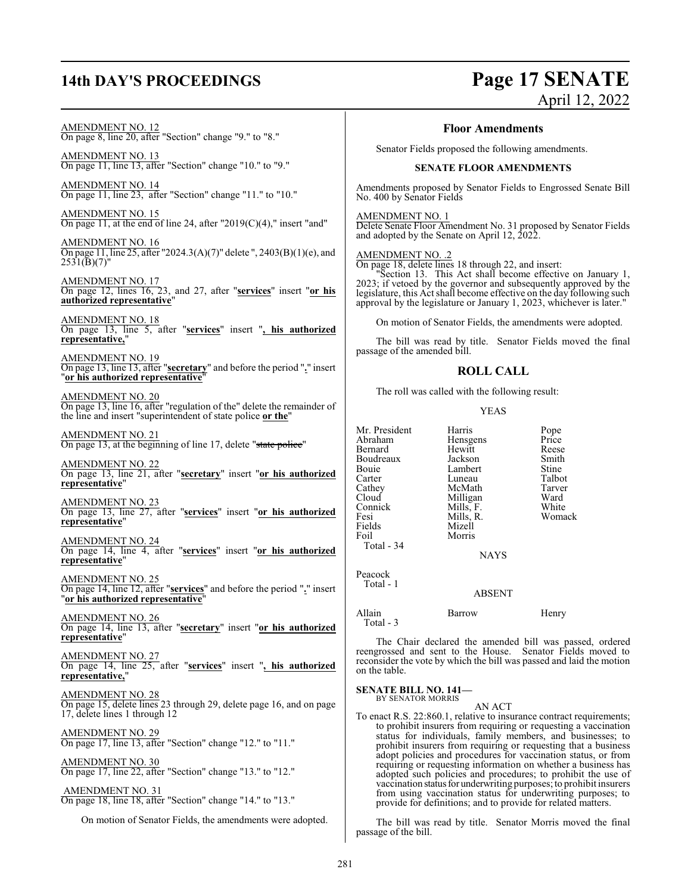AMENDMENT NO. 12
On page 8, line 20, after "Section" change "9." to "8."

AMENDMENT NO. 13
On page 11, line 13, after "Section" change "10." to "9."

AMENDMENT NO. 14
On page 11, line 23, after "Section" change "11." to "10."

AMENDMENT NO. 15
On page 11, at the end of line 24, after "2019(C)(4)," insert "and"

AMENDMENT NO. 16
On page 11, line 25, after "2024.3(A)(7)" delete ", 2403(B)(1)(e), and 2531(B)(7)"

AMENDMENT NO. 17
On page 12, lines 16, 23, and 27, after "**services**" insert "**or his authorized representative**"

AMENDMENT NO. 18
On page 13, line 5, after "**services**" insert "**, his authorized representative,**"

AMENDMENT NO. 19
On page 13, line 13, after "**secretary**" and before the period "**.**" insert "**or his authorized representative**"

AMENDMENT NO. 20
On page 13, line 16, after "regulation of the" delete the remainder of the line and insert "superintendent of state police **or the**"

AMENDMENT NO. 21
On page 13, at the beginning of line 17, delete "~~state police~~"

AMENDMENT NO. 22
On page 13, line 21, after "**secretary**" insert "**or his authorized representative**"

AMENDMENT NO. 23
On page 13, line 27, after "**services**" insert "**or his authorized representative**"

AMENDMENT NO. 24
On page 14, line 4, after "**services**" insert "**or his authorized representative**"

AMENDMENT NO. 25
On page 14, line 12, after "**services**" and before the period "**.**" insert "**or his authorized representative**"

AMENDMENT NO. 26
On page 14, line 13, after "**secretary**" insert "**or his authorized representative**"

AMENDMENT NO. 27
On page 14, line 25, after "**services**" insert "**, his authorized representative,**"

AMENDMENT NO. 28
On page 15, delete lines 23 through 29, delete page 16, and on page 17, delete lines 1 through 12

AMENDMENT NO. 29
On page 17, line 13, after "Section" change "12." to "11."

AMENDMENT NO. 30
On page 17, line 22, after "Section" change "13." to "12."

AMENDMENT NO. 31
On page 18, line 18, after "Section" change "14." to "13."

On motion of Senator Fields, the amendments were adopted.

## Floor Amendments

Senator Fields proposed the following amendments.

### SENATE FLOOR AMENDMENTS

Amendments proposed by Senator Fields to Engrossed Senate Bill No. 400 by Senator Fields

AMENDMENT NO. 1
Delete Senate Floor Amendment No. 31 proposed by Senator Fields and adopted by the Senate on April 12, 2022.

AMENDMENT NO. .2
On page 18, delete lines 18 through 22, and insert:

"Section 13. This Act shall become effective on January 1, 2023; if vetoed by the governor and subsequently approved by the legislature, this Act shall become effective on the day following such approval by the legislature or January 1, 2023, whichever is later."

On motion of Senator Fields, the amendments were adopted.

The bill was read by title. Senator Fields moved the final passage of the amended bill.

## ROLL CALL

The roll was called with the following result:

YEAS

| | | |
|---|---|---|
| Mr. President | Harris | Pope |
| Abraham | Hensgens | Price |
| Bernard | Hewitt | Reese |
| Boudreaux | Jackson | Smith |
| Bouie | Lambert | Stine |
| Carter | Luneau | Talbot |
| Cathey | McMath | Tarver |
| Cloud | Milligan | Ward |
| Connick | Mills, F. | White |
| Fesi | Mills, R. | Womack |
| Fields | Mizell | |
| Foil | Morris | |

Total - 34

NAYS

Peacock

Total - 1

ABSENT

| | | |
|---|---|---|
| Allain | Barrow | Henry |

Total - 3

The Chair declared the amended bill was passed, ordered reengrossed and sent to the House. Senator Fields moved to reconsider the vote by which the bill was passed and laid the motion on the table.

**SENATE BILL NO. 141—**
BY SENATOR MORRIS

AN ACT

To enact R.S. 22:860.1, relative to insurance contract requirements; to prohibit insurers from requiring or requesting a vaccination status for individuals, family members, and businesses; to prohibit insurers from requiring or requesting that a business adopt policies and procedures for vaccination status, or from requiring or requesting information on whether a business has adopted such policies and procedures; to prohibit the use of vaccination status for underwriting purposes; to prohibit insurers from using vaccination status for underwriting purposes; to provide for definitions; and to provide for related matters.

The bill was read by title. Senator Morris moved the final passage of the bill.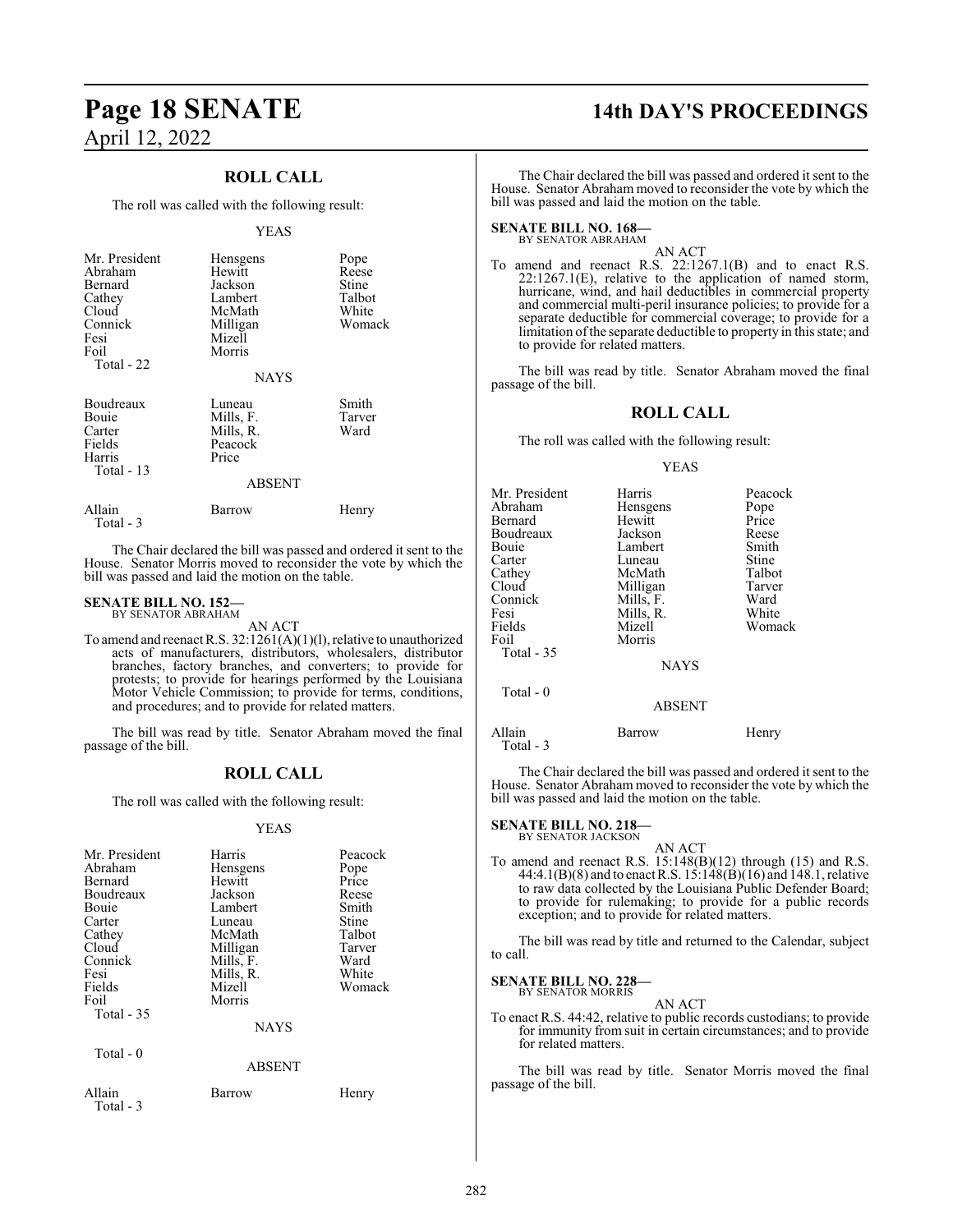## ROLL CALL

The roll was called with the following result:

YEAS

| | | |
|---|---|---|
| Mr. President | Hensgens | Pope |
| Abraham | Hewitt | Reese |
| Bernard | Jackson | Stine |
| Cathey | Lambert | Talbot |
| Cloud | McMath | White |
| Connick | Milligan | Womack |
| Fesi | Mizell | |
| Foil | Morris | |
| Total - 22 | | |

NAYS

| | | |
|---|---|---|
| Boudreaux | Luneau | Smith |
| Bouie | Mills, F. | Tarver |
| Carter | Mills, R. | Ward |
| Fields | Peacock | |
| Harris | Price | |
| Total - 13 | | |

ABSENT

| | | |
|---|---|---|
| Allain | Barrow | Henry |
| Total - 3 | | |

The Chair declared the bill was passed and ordered it sent to the House. Senator Morris moved to reconsider the vote by which the bill was passed and laid the motion on the table.

**SENATE BILL NO. 152—**
BY SENATOR ABRAHAM

AN ACT

To amend and reenact R.S. 32:1261(A)(1)(l), relative to unauthorized acts of manufacturers, distributors, wholesalers, distributor branches, factory branches, and converters; to provide for protests; to provide for hearings performed by the Louisiana Motor Vehicle Commission; to provide for terms, conditions, and procedures; and to provide for related matters.

The bill was read by title. Senator Abraham moved the final passage of the bill.

## ROLL CALL

The roll was called with the following result:

YEAS

| | | |
|---|---|---|
| Mr. President | Harris | Peacock |
| Abraham | Hensgens | Pope |
| Bernard | Hewitt | Price |
| Boudreaux | Jackson | Reese |
| Bouie | Lambert | Smith |
| Carter | Luneau | Stine |
| Cathey | McMath | Talbot |
| Cloud | Milligan | Tarver |
| Connick | Mills, F. | Ward |
| Fesi | Mills, R. | White |
| Fields | Mizell | Womack |
| Foil | Morris | |
| Total - 35 | | |

NAYS

Total - 0

ABSENT

| | | |
|---|---|---|
| Allain | Barrow | Henry |
| Total - 3 | | |

The Chair declared the bill was passed and ordered it sent to the House. Senator Abraham moved to reconsider the vote by which the bill was passed and laid the motion on the table.

**SENATE BILL NO. 168—**
BY SENATOR ABRAHAM

AN ACT

To amend and reenact R.S. 22:1267.1(B) and to enact R.S. 22:1267.1(E), relative to the application of named storm, hurricane, wind, and hail deductibles in commercial property and commercial multi-peril insurance policies; to provide for a separate deductible for commercial coverage; to provide for a limitation of the separate deductible to property in this state; and to provide for related matters.

The bill was read by title. Senator Abraham moved the final passage of the bill.

## ROLL CALL

The roll was called with the following result:

YEAS

| | | |
|---|---|---|
| Mr. President | Harris | Peacock |
| Abraham | Hensgens | Pope |
| Bernard | Hewitt | Price |
| Boudreaux | Jackson | Reese |
| Bouie | Lambert | Smith |
| Carter | Luneau | Stine |
| Cathey | McMath | Talbot |
| Cloud | Milligan | Tarver |
| Connick | Mills, F. | Ward |
| Fesi | Mills, R. | White |
| Fields | Mizell | Womack |
| Foil | Morris | |
| Total - 35 | | |

NAYS

Total - 0

ABSENT

| | | |
|---|---|---|
| Allain | Barrow | Henry |
| Total - 3 | | |

The Chair declared the bill was passed and ordered it sent to the House. Senator Abraham moved to reconsider the vote by which the bill was passed and laid the motion on the table.

**SENATE BILL NO. 218—**
BY SENATOR JACKSON

AN ACT

To amend and reenact R.S. 15:148(B)(12) through (15) and R.S. 44:4.1(B)(8) and to enact R.S. 15:148(B)(16) and 148.1, relative to raw data collected by the Louisiana Public Defender Board; to provide for rulemaking; to provide for a public records exception; and to provide for related matters.

The bill was read by title and returned to the Calendar, subject to call.

**SENATE BILL NO. 228—**
BY SENATOR MORRIS

AN ACT

To enact R.S. 44:42, relative to public records custodians; to provide for immunity from suit in certain circumstances; and to provide for related matters.

The bill was read by title. Senator Morris moved the final passage of the bill.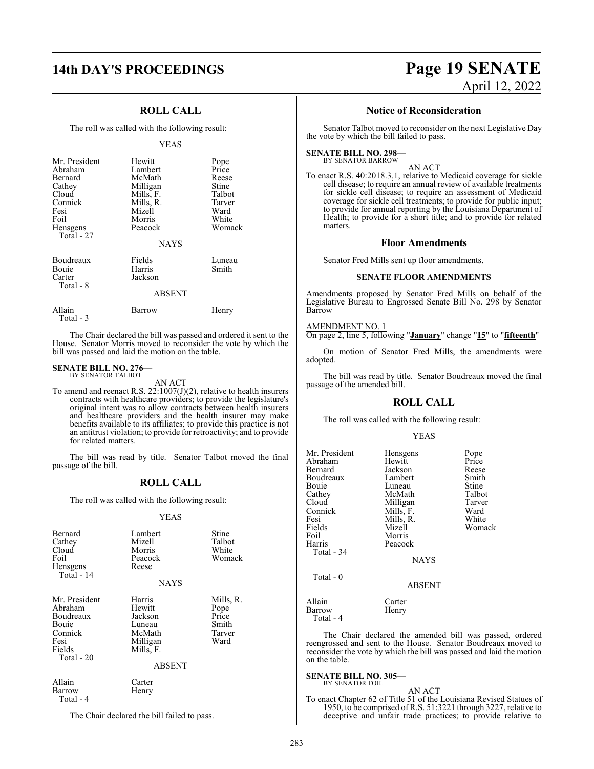## ROLL CALL

The roll was called with the following result:

YEAS

| | | |
|---|---|---|
| Mr. President | Hewitt | Pope |
| Abraham | Lambert | Price |
| Bernard | McMath | Reese |
| Cathey | Milligan | Stine |
| Cloud | Mills, F. | Talbot |
| Connick | Mills, R. | Tarver |
| Fesi | Mizell | Ward |
| Foil | Morris | White |
| Hensgens | Peacock | Womack |
| Total - 27 | | |

NAYS

| | | |
|---|---|---|
| Boudreaux | Fields | Luneau |
| Bouie | Harris | Smith |
| Carter | Jackson | |
| Total - 8 | | |

ABSENT

| | | |
|---|---|---|
| Allain | Barrow | Henry |
| Total - 3 | | |

The Chair declared the bill was passed and ordered it sent to the House. Senator Morris moved to reconsider the vote by which the bill was passed and laid the motion on the table.

**SENATE BILL NO. 276—**
BY SENATOR TALBOT

AN ACT

To amend and reenact R.S. 22:1007(J)(2), relative to health insurers contracts with healthcare providers; to provide the legislature's original intent was to allow contracts between health insurers and healthcare providers and the health insurer may make benefits available to its affiliates; to provide this practice is not an antitrust violation; to provide for retroactivity; and to provide for related matters.

The bill was read by title. Senator Talbot moved the final passage of the bill.

## ROLL CALL

The roll was called with the following result:

YEAS

| | | |
|---|---|---|
| Bernard | Lambert | Stine |
| Cathey | Mizell | Talbot |
| Cloud | Morris | White |
| Foil | Peacock | Womack |
| Hensgens | Reese | |
| Total - 14 | | |

NAYS

| | | |
|---|---|---|
| Mr. President | Harris | Mills, R. |
| Abraham | Hewitt | Pope |
| Boudreaux | Jackson | Price |
| Bouie | Luneau | Smith |
| Connick | McMath | Tarver |
| Fesi | Milligan | Ward |
| Fields | Mills, F. | |
| Total - 20 | | |

ABSENT

| | |
|---|---|
| Allain | Carter |
| Barrow | Henry |
| Total - 4 | |

The Chair declared the bill failed to pass.

## Notice of Reconsideration

Senator Talbot moved to reconsider on the next Legislative Day the vote by which the bill failed to pass.

**SENATE BILL NO. 298—**
BY SENATOR BARROW

AN ACT

To enact R.S. 40:2018.3.1, relative to Medicaid coverage for sickle cell disease; to require an annual review of available treatments for sickle cell disease; to require an assessment of Medicaid coverage for sickle cell treatments; to provide for public input; to provide for annual reporting by the Louisiana Department of Health; to provide for a short title; and to provide for related matters.

## Floor Amendments

Senator Fred Mills sent up floor amendments.

### SENATE FLOOR AMENDMENTS

Amendments proposed by Senator Fred Mills on behalf of the Legislative Bureau to Engrossed Senate Bill No. 298 by Senator Barrow

AMENDMENT NO. 1
On page 2, line 5, following "**January**" change "**15**" to "**fifteenth**"

On motion of Senator Fred Mills, the amendments were adopted.

The bill was read by title. Senator Boudreaux moved the final passage of the amended bill.

## ROLL CALL

The roll was called with the following result:

YEAS

| | | |
|---|---|---|
| Mr. President | Hensgens | Pope |
| Abraham | Hewitt | Price |
| Bernard | Jackson | Reese |
| Boudreaux | Lambert | Smith |
| Bouie | Luneau | Stine |
| Cathey | McMath | Talbot |
| Cloud | Milligan | Tarver |
| Connick | Mills, F. | Ward |
| Fesi | Mills, R. | White |
| Fields | Mizell | Womack |
| Foil | Morris | |
| Harris | Peacock | |
| Total - 34 | | |

NAYS

Total - 0

ABSENT

| | |
|---|---|
| Allain | Carter |
| Barrow | Henry |
| Total - 4 | |

The Chair declared the amended bill was passed, ordered reengrossed and sent to the House. Senator Boudreaux moved to reconsider the vote by which the bill was passed and laid the motion on the table.

**SENATE BILL NO. 305—**
BY SENATOR FOIL

AN ACT

To enact Chapter 62 of Title 51 of the Louisiana Revised Statues of 1950, to be comprised of R.S. 51:3221 through 3227, relative to deceptive and unfair trade practices; to provide relative to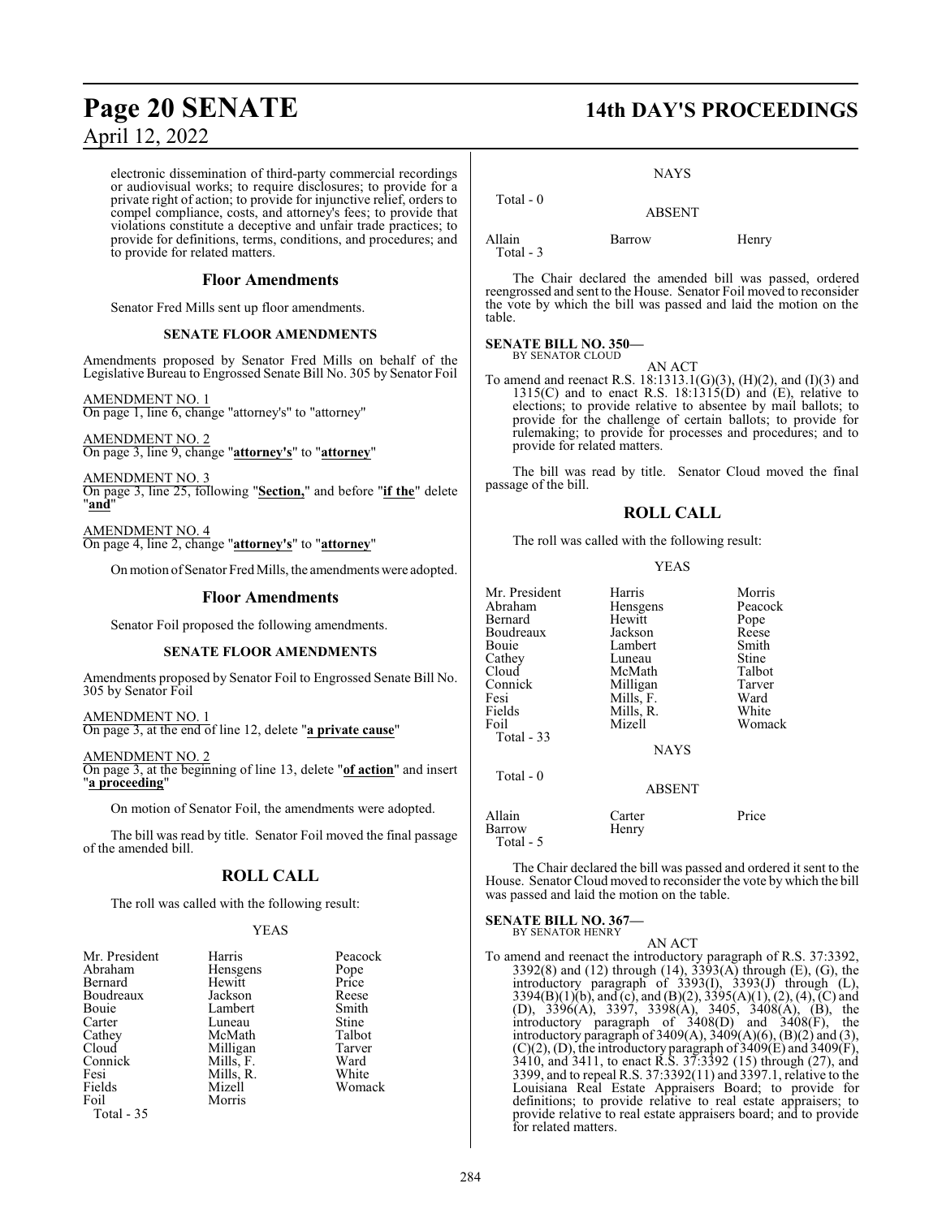electronic dissemination of third-party commercial recordings or audiovisual works; to require disclosures; to provide for a private right of action; to provide for injunctive relief, orders to compel compliance, costs, and attorney's fees; to provide that violations constitute a deceptive and unfair trade practices; to provide for definitions, terms, conditions, and procedures; and to provide for related matters.

## Floor Amendments

Senator Fred Mills sent up floor amendments.

### SENATE FLOOR AMENDMENTS

Amendments proposed by Senator Fred Mills on behalf of the Legislative Bureau to Engrossed Senate Bill No. 305 by Senator Foil

AMENDMENT NO. 1
On page 1, line 6, change "attorney's" to "attorney"

AMENDMENT NO. 2
On page 3, line 9, change "**attorney's**" to "**attorney**"

AMENDMENT NO. 3
On page 3, line 25, following "**Section,**" and before "**if the**" delete "**and**"

AMENDMENT NO. 4
On page 4, line 2, change "**attorney's**" to "**attorney**"

On motion of Senator Fred Mills, the amendments were adopted.

## Floor Amendments

Senator Foil proposed the following amendments.

### SENATE FLOOR AMENDMENTS

Amendments proposed by Senator Foil to Engrossed Senate Bill No. 305 by Senator Foil

AMENDMENT NO. 1
On page 3, at the end of line 12, delete "**a private cause**"

AMENDMENT NO. 2
On page 3, at the beginning of line 13, delete "**of action**" and insert "**a proceeding**"

On motion of Senator Foil, the amendments were adopted.

The bill was read by title. Senator Foil moved the final passage of the amended bill.

## ROLL CALL

The roll was called with the following result:

YEAS

| | | |
|---|---|---|
| Mr. President | Harris | Peacock |
| Abraham | Hensgens | Pope |
| Bernard | Hewitt | Price |
| Boudreaux | Jackson | Reese |
| Bouie | Lambert | Smith |
| Carter | Luneau | Stine |
| Cathey | McMath | Talbot |
| Cloud | Milligan | Tarver |
| Connick | Mills, F. | Ward |
| Fesi | Mills, R. | White |
| Fields | Mizell | Womack |
| Foil | Morris | |

Total - 35

NAYS

Total - 0

ABSENT

| | | |
|---|---|---|
| Allain | Barrow | Henry |

Total - 3

The Chair declared the amended bill was passed, ordered reengrossed and sent to the House. Senator Foil moved to reconsider the vote by which the bill was passed and laid the motion on the table.

**SENATE BILL NO. 350—**
BY SENATOR CLOUD

AN ACT

To amend and reenact R.S. 18:1313.1(G)(3), (H)(2), and (I)(3) and 1315(C) and to enact R.S. 18:1315(D) and (E), relative to elections; to provide relative to absentee by mail ballots; to provide for the challenge of certain ballots; to provide for rulemaking; to provide for processes and procedures; and to provide for related matters.

The bill was read by title. Senator Cloud moved the final passage of the bill.

## ROLL CALL

The roll was called with the following result:

YEAS

| | | |
|---|---|---|
| Mr. President | Harris | Morris |
| Abraham | Hensgens | Peacock |
| Bernard | Hewitt | Pope |
| Boudreaux | Jackson | Reese |
| Bouie | Lambert | Smith |
| Cathey | Luneau | Stine |
| Cloud | McMath | Talbot |
| Connick | Milligan | Tarver |
| Fesi | Mills, F. | Ward |
| Fields | Mills, R. | White |
| Foil | Mizell | Womack |

Total - 33

NAYS

Total - 0

ABSENT

| | | |
|---|---|---|
| Allain | Carter | Price |
| Barrow | Henry | |

Total - 5

The Chair declared the bill was passed and ordered it sent to the House. Senator Cloud moved to reconsider the vote by which the bill was passed and laid the motion on the table.

**SENATE BILL NO. 367—**
BY SENATOR HENRY

AN ACT

To amend and reenact the introductory paragraph of R.S. 37:3392, 3392(8) and (12) through (14), 3393(A) through (E), (G), the introductory paragraph of 3393(I), 3393(J) through (L), 3394(B)(1)(b), and (c), and (B)(2), 3395(A)(1), (2), (4), (C) and (D), 3396(A), 3397, 3398(A), 3405, 3408(A), (B), the introductory paragraph of 3408(D) and 3408(F), the introductory paragraph of 3409(A), 3409(A)(6), (B)(2) and (3), (C)(2), (D), the introductory paragraph of 3409(E) and 3409(F), 3410, and 3411, to enact R.S. 37:3392 (15) through (27), and 3399, and to repeal R.S. 37:3392(11) and 3397.1, relative to the Louisiana Real Estate Appraisers Board; to provide for definitions; to provide relative to real estate appraisers; to provide relative to real estate appraisers board; and to provide for related matters.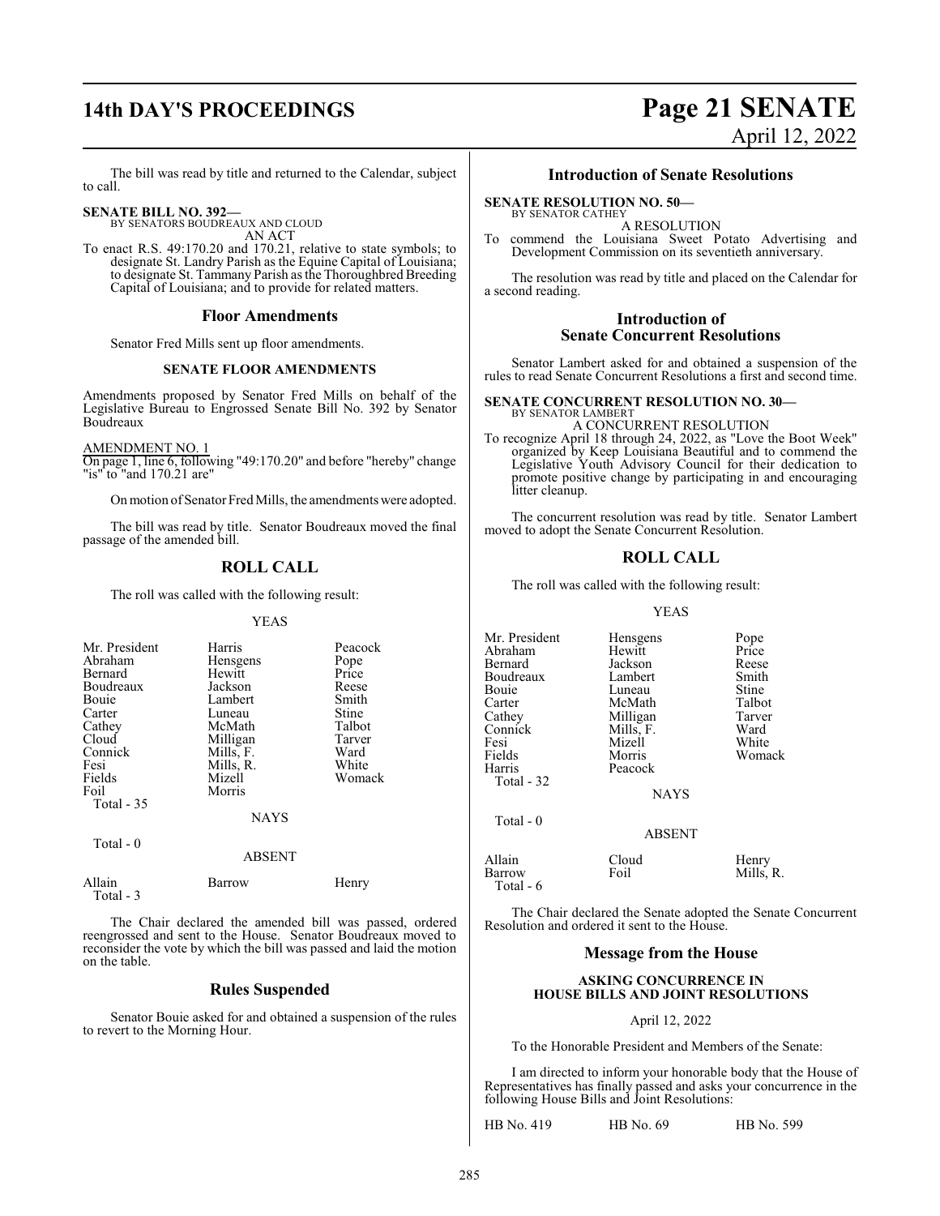The bill was read by title and returned to the Calendar, subject to call.

**SENATE BILL NO. 392—**
BY SENATORS BOUDREAUX AND CLOUD

AN ACT

To enact R.S. 49:170.20 and 170.21, relative to state symbols; to designate St. Landry Parish as the Equine Capital of Louisiana; to designate St. Tammany Parish as the Thoroughbred Breeding Capital of Louisiana; and to provide for related matters.

## Floor Amendments

Senator Fred Mills sent up floor amendments.

### SENATE FLOOR AMENDMENTS

Amendments proposed by Senator Fred Mills on behalf of the Legislative Bureau to Engrossed Senate Bill No. 392 by Senator Boudreaux

AMENDMENT NO. 1
On page 1, line 6, following "49:170.20" and before "hereby" change "is" to "and 170.21 are"

On motion of Senator Fred Mills, the amendments were adopted.

The bill was read by title. Senator Boudreaux moved the final passage of the amended bill.

## ROLL CALL

The roll was called with the following result:

YEAS

| | | |
|---|---|---|
| Mr. President | Harris | Peacock |
| Abraham | Hensgens | Pope |
| Bernard | Hewitt | Price |
| Boudreaux | Jackson | Reese |
| Bouie | Lambert | Smith |
| Carter | Luneau | Stine |
| Cathey | McMath | Talbot |
| Cloud | Milligan | Tarver |
| Connick | Mills, F. | Ward |
| Fesi | Mills, R. | White |
| Fields | Mizell | Womack |
| Foil | Morris | |
| Total - 35 | | |

NAYS

Total - 0

ABSENT

| | | |
|---|---|---|
| Allain | Barrow | Henry |
| Total - 3 | | |

The Chair declared the amended bill was passed, ordered reengrossed and sent to the House. Senator Boudreaux moved to reconsider the vote by which the bill was passed and laid the motion on the table.

## Rules Suspended

Senator Bouie asked for and obtained a suspension of the rules to revert to the Morning Hour.

## Introduction of Senate Resolutions

**SENATE RESOLUTION NO. 50—**
BY SENATOR CATHEY

A RESOLUTION

To commend the Louisiana Sweet Potato Advertising and Development Commission on its seventieth anniversary.

The resolution was read by title and placed on the Calendar for a second reading.

## Introduction of Senate Concurrent Resolutions

Senator Lambert asked for and obtained a suspension of the rules to read Senate Concurrent Resolutions a first and second time.

**SENATE CONCURRENT RESOLUTION NO. 30—**
BY SENATOR LAMBERT

A CONCURRENT RESOLUTION

To recognize April 18 through 24, 2022, as "Love the Boot Week" organized by Keep Louisiana Beautiful and to commend the Legislative Youth Advisory Council for their dedication to promote positive change by participating in and encouraging litter cleanup.

The concurrent resolution was read by title. Senator Lambert moved to adopt the Senate Concurrent Resolution.

## ROLL CALL

The roll was called with the following result:

YEAS

| | | |
|---|---|---|
| Mr. President | Hensgens | Pope |
| Abraham | Hewitt | Price |
| Bernard | Jackson | Reese |
| Boudreaux | Lambert | Smith |
| Bouie | Luneau | Stine |
| Carter | McMath | Talbot |
| Cathey | Milligan | Tarver |
| Connick | Mills, F. | Ward |
| Fesi | Mizell | White |
| Fields | Morris | Womack |
| Harris | Peacock | |
| Total - 32 | | |

NAYS

Total - 0

ABSENT

| | | |
|---|---|---|
| Allain | Cloud | Henry |
| Barrow | Foil | Mills, R. |
| Total - 6 | | |

The Chair declared the Senate adopted the Senate Concurrent Resolution and ordered it sent to the House.

## Message from the House

### ASKING CONCURRENCE IN HOUSE BILLS AND JOINT RESOLUTIONS

April 12, 2022

To the Honorable President and Members of the Senate:

I am directed to inform your honorable body that the House of Representatives has finally passed and asks your concurrence in the following House Bills and Joint Resolutions:

| | | |
|---|---|---|
| HB No. 419 | HB No. 69 | HB No. 599 |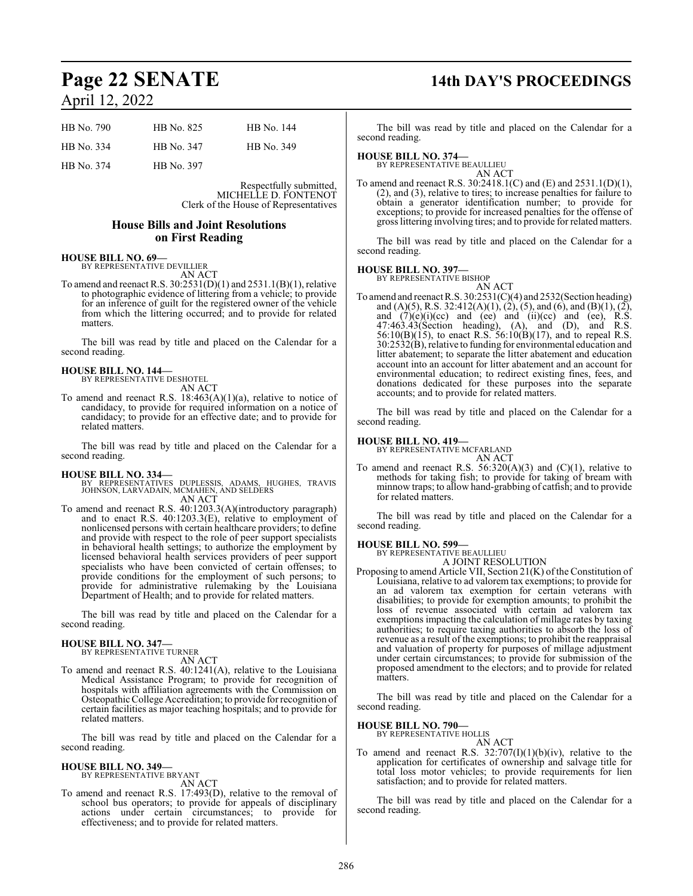| HB No. 790 | HB No. 825 | HB No. 144 |
|---|---|---|
| HB No. 334 | HB No. 347 | HB No. 349 |
| HB No. 374 | HB No. 397 | |

Respectfully submitted,
MICHELLE D. FONTENOT
Clerk of the House of Representatives

## House Bills and Joint Resolutions on First Reading

**HOUSE BILL NO. 69—**
BY REPRESENTATIVE DEVILLIER
AN ACT

To amend and reenact R.S. 30:2531(D)(1) and 2531.1(B)(1), relative to photographic evidence of littering from a vehicle; to provide for an inference of guilt for the registered owner of the vehicle from which the littering occurred; and to provide for related matters.

The bill was read by title and placed on the Calendar for a second reading.

**HOUSE BILL NO. 144—**
BY REPRESENTATIVE DESHOTEL
AN ACT

To amend and reenact R.S. 18:463(A)(1)(a), relative to notice of candidacy, to provide for required information on a notice of candidacy; to provide for an effective date; and to provide for related matters.

The bill was read by title and placed on the Calendar for a second reading.

**HOUSE BILL NO. 334—**
BY REPRESENTATIVES DUPLESSIS, ADAMS, HUGHES, TRAVIS JOHNSON, LARVADAIN, MCMAHEN, AND SELDERS
AN ACT

To amend and reenact R.S. 40:1203.3(A)(introductory paragraph) and to enact R.S. 40:1203.3(E), relative to employment of nonlicensed persons with certain healthcare providers; to define and provide with respect to the role of peer support specialists in behavioral health settings; to authorize the employment by licensed behavioral health services providers of peer support specialists who have been convicted of certain offenses; to provide conditions for the employment of such persons; to provide for administrative rulemaking by the Louisiana Department of Health; and to provide for related matters.

The bill was read by title and placed on the Calendar for a second reading.

**HOUSE BILL NO. 347—**
BY REPRESENTATIVE TURNER
AN ACT

To amend and reenact R.S. 40:1241(A), relative to the Louisiana Medical Assistance Program; to provide for recognition of hospitals with affiliation agreements with the Commission on Osteopathic College Accreditation; to provide for recognition of certain facilities as major teaching hospitals; and to provide for related matters.

The bill was read by title and placed on the Calendar for a second reading.

**HOUSE BILL NO. 349—**
BY REPRESENTATIVE BRYANT
AN ACT

To amend and reenact R.S. 17:493(D), relative to the removal of school bus operators; to provide for appeals of disciplinary actions under certain circumstances; to provide for effectiveness; and to provide for related matters.

The bill was read by title and placed on the Calendar for a second reading.

**HOUSE BILL NO. 374—**
BY REPRESENTATIVE BEAULLIEU
AN ACT

To amend and reenact R.S. 30:2418.1(C) and (E) and 2531.1(D)(1), (2), and (3), relative to tires; to increase penalties for failure to obtain a generator identification number; to provide for exceptions; to provide for increased penalties for the offense of gross littering involving tires; and to provide for related matters.

The bill was read by title and placed on the Calendar for a second reading.

**HOUSE BILL NO. 397—**
BY REPRESENTATIVE BISHOP
AN ACT

To amend and reenact R.S. 30:2531(C)(4) and 2532(Section heading) and (A)(5), R.S. 32:412(A)(1), (2), (5), and (6), and (B)(1), (2), and (7)(e)(i)(cc) and (ee) and (ii)(cc) and (ee), R.S. 47:463.43(Section heading), (A), and (D), and R.S. 56:10(B)(15), to enact R.S. 56:10(B)(17), and to repeal R.S. 30:2532(B), relative to funding for environmental education and litter abatement; to separate the litter abatement and education account into an account for litter abatement and an account for environmental education; to redirect existing fines, fees, and donations dedicated for these purposes into the separate accounts; and to provide for related matters.

The bill was read by title and placed on the Calendar for a second reading.

**HOUSE BILL NO. 419—**
BY REPRESENTATIVE MCFARLAND
AN ACT

To amend and reenact R.S. 56:320(A)(3) and (C)(1), relative to methods for taking fish; to provide for taking of bream with minnow traps; to allow hand-grabbing of catfish; and to provide for related matters.

The bill was read by title and placed on the Calendar for a second reading.

**HOUSE BILL NO. 599—**
BY REPRESENTATIVE BEAULLIEU
A JOINT RESOLUTION

Proposing to amend Article VII, Section 21(K) of the Constitution of Louisiana, relative to ad valorem tax exemptions; to provide for an ad valorem tax exemption for certain veterans with disabilities; to provide for exemption amounts; to prohibit the loss of revenue associated with certain ad valorem tax exemptions impacting the calculation of millage rates by taxing authorities; to require taxing authorities to absorb the loss of revenue as a result of the exemptions; to prohibit the reappraisal and valuation of property for purposes of millage adjustment under certain circumstances; to provide for submission of the proposed amendment to the electors; and to provide for related matters.

The bill was read by title and placed on the Calendar for a second reading.

**HOUSE BILL NO. 790—**
BY REPRESENTATIVE HOLLIS
AN ACT

To amend and reenact R.S. 32:707(I)(1)(b)(iv), relative to the application for certificates of ownership and salvage title for total loss motor vehicles; to provide requirements for lien satisfaction; and to provide for related matters.

The bill was read by title and placed on the Calendar for a second reading.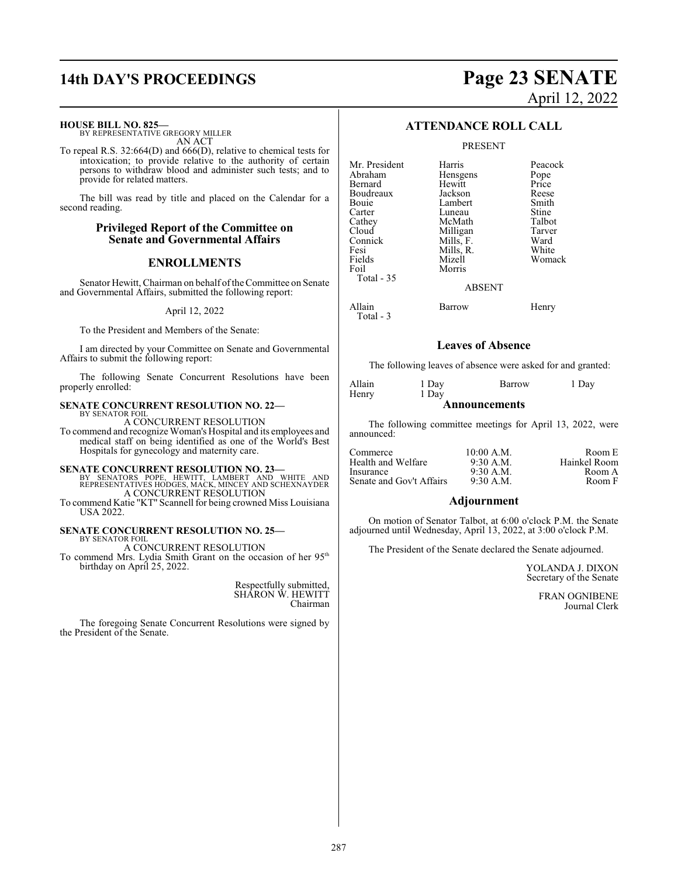**HOUSE BILL NO. 825—**
BY REPRESENTATIVE GREGORY MILLER
AN ACT

To repeal R.S. 32:664(D) and 666(D), relative to chemical tests for intoxication; to provide relative to the authority of certain persons to withdraw blood and administer such tests; and to provide for related matters.

The bill was read by title and placed on the Calendar for a second reading.

## Privileged Report of the Committee on Senate and Governmental Affairs

## ENROLLMENTS

Senator Hewitt, Chairman on behalf of the Committee on Senate and Governmental Affairs, submitted the following report:

April 12, 2022

To the President and Members of the Senate:

I am directed by your Committee on Senate and Governmental Affairs to submit the following report:

The following Senate Concurrent Resolutions have been properly enrolled:

**SENATE CONCURRENT RESOLUTION NO. 22—**
BY SENATOR FOIL
A CONCURRENT RESOLUTION

To commend and recognize Woman's Hospital and its employees and medical staff on being identified as one of the World's Best Hospitals for gynecology and maternity care.

**SENATE CONCURRENT RESOLUTION NO. 23—**
BY SENATORS POPE, HEWITT, LAMBERT AND WHITE AND REPRESENTATIVES HODGES, MACK, MINCEY AND SCHEXNAYDER
A CONCURRENT RESOLUTION

To commend Katie "KT" Scannell for being crowned Miss Louisiana USA 2022.

**SENATE CONCURRENT RESOLUTION NO. 25—**
BY SENATOR FOIL
A CONCURRENT RESOLUTION

To commend Mrs. Lydia Smith Grant on the occasion of her 95th birthday on April 25, 2022.

Respectfully submitted,
SHARON W. HEWITT
Chairman

The foregoing Senate Concurrent Resolutions were signed by the President of the Senate.

## ATTENDANCE ROLL CALL

PRESENT

| | | |
|---|---|---|
| Mr. President | Harris | Peacock |
| Abraham | Hensgens | Pope |
| Bernard | Hewitt | Price |
| Boudreaux | Jackson | Reese |
| Bouie | Lambert | Smith |
| Carter | Luneau | Stine |
| Cathey | McMath | Talbot |
| Cloud | Milligan | Tarver |
| Connick | Mills, F. | Ward |
| Fesi | Mills, R. | White |
| Fields | Mizell | Womack |
| Foil | Morris | |

Total - 35

ABSENT

| | | |
|---|---|---|
| Allain | Barrow | Henry |

Total - 3

## Leaves of Absence

The following leaves of absence were asked for and granted:

| | | | |
|---|---|---|---|
| Allain | 1 Day | Barrow | 1 Day |
| Henry | 1 Day | | |

## Announcements

The following committee meetings for April 13, 2022, were announced:

| | | |
|---|---|---|
| Commerce | 10:00 A.M. | Room E |
| Health and Welfare | 9:30 A.M. | Hainkel Room |
| Insurance | 9:30 A.M. | Room A |
| Senate and Gov't Affairs | 9:30 A.M. | Room F |

## Adjournment

On motion of Senator Talbot, at 6:00 o'clock P.M. the Senate adjourned until Wednesday, April 13, 2022, at 3:00 o'clock P.M.

The President of the Senate declared the Senate adjourned.

YOLANDA J. DIXON
Secretary of the Senate

FRAN OGNIBENE
Journal Clerk